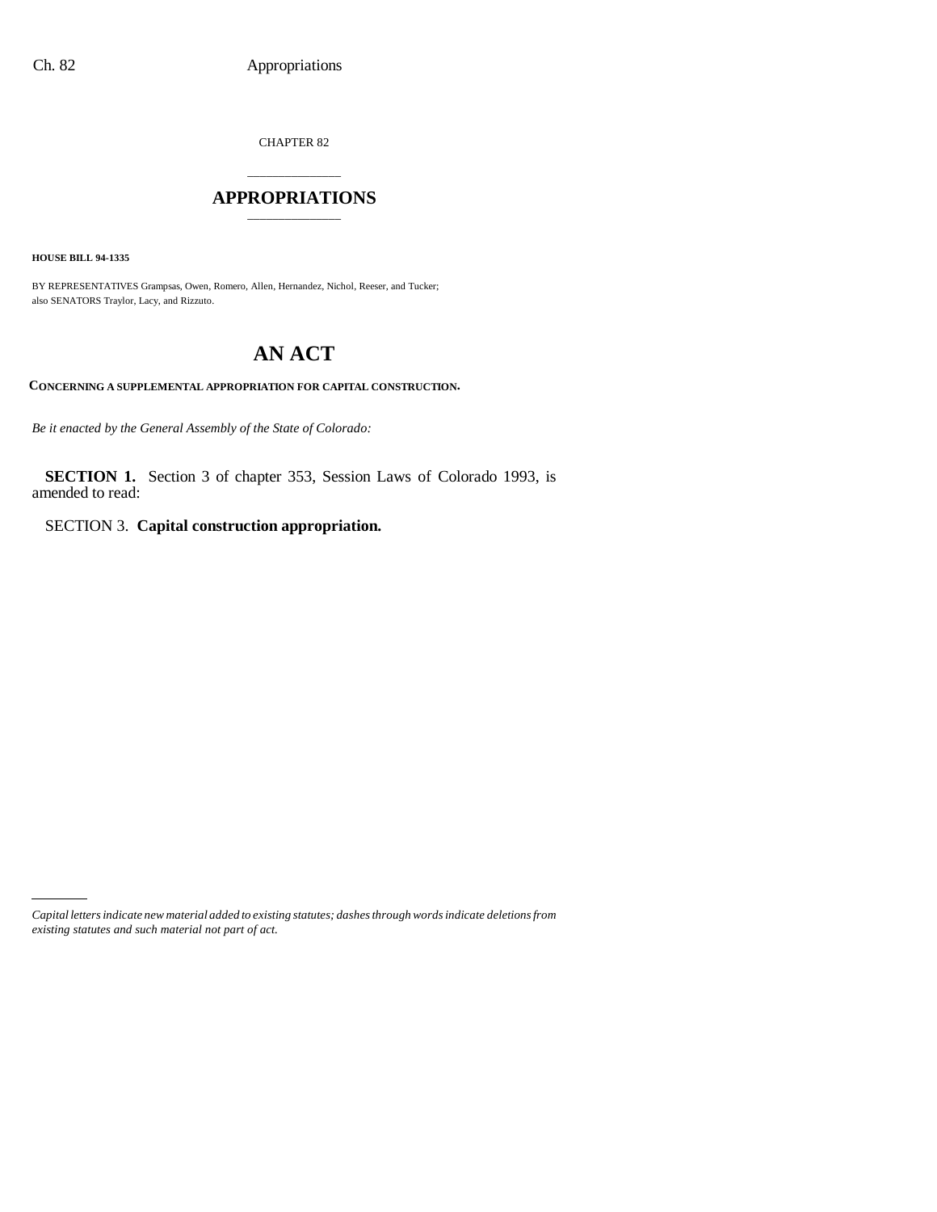CHAPTER 82

# APPROPRIATIONS

**HOUSE BILL 94-1335**

BY REPRESENTATIVES Grampsas, Owen, Romero, Allen, Hernandez, Nichol, Reeser, and Tucker;
also SENATORS Traylor, Lacy, and Rizzuto.

# AN ACT

**CONCERNING A SUPPLEMENTAL APPROPRIATION FOR CAPITAL CONSTRUCTION.**

*Be it enacted by the General Assembly of the State of Colorado:*

**SECTION 1.** Section 3 of chapter 353, Session Laws of Colorado 1993, is amended to read:

SECTION 3. **Capital construction appropriation.**

---

*Capital letters indicate new material added to existing statutes; dashes through words indicate deletions from existing statutes and such material not part of act.*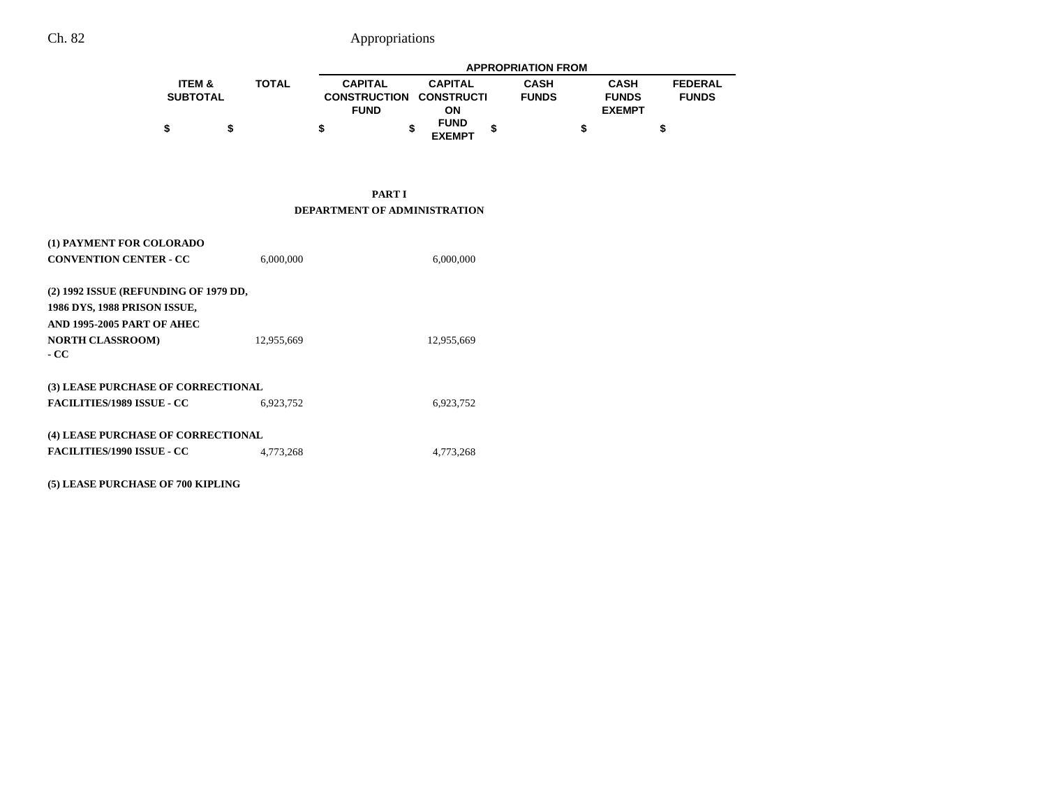| | ITEM & SUBTOTAL | TOTAL | APPROPRIATION FROM | | | | |
|---|---|---|---|---|---|---|---|
| | | | CAPITAL CONSTRUCTION FUND | CAPITAL CONSTRUCTION FUND EXEMPT | CASH FUNDS | CASH FUNDS EXEMPT | FEDERAL FUNDS |
| | $ | $ | $ | $ | $ | $ | $ |

**PART I**
**DEPARTMENT OF ADMINISTRATION**

| | ITEM & SUBTOTAL | TOTAL | CAPITAL CONSTRUCTION FUND | CAPITAL CONSTRUCTION FUND EXEMPT | CASH FUNDS | CASH FUNDS EXEMPT | FEDERAL FUNDS |
|---|---|---|---|---|---|---|---|
| **(1) PAYMENT FOR COLORADO CONVENTION CENTER - CC** | | 6,000,000 | | 6,000,000 | | | |
| **(2) 1992 ISSUE (REFUNDING OF 1979 DD, 1986 DYS, 1988 PRISON ISSUE, AND 1995-2005 PART OF AHEC NORTH CLASSROOM) - CC** | | 12,955,669 | | 12,955,669 | | | |
| **(3) LEASE PURCHASE OF CORRECTIONAL FACILITIES/1989 ISSUE - CC** | | 6,923,752 | | 6,923,752 | | | |
| **(4) LEASE PURCHASE OF CORRECTIONAL FACILITIES/1990 ISSUE - CC** | | 4,773,268 | | 4,773,268 | | | |
| **(5) LEASE PURCHASE OF 700 KIPLING** | | | | | | | |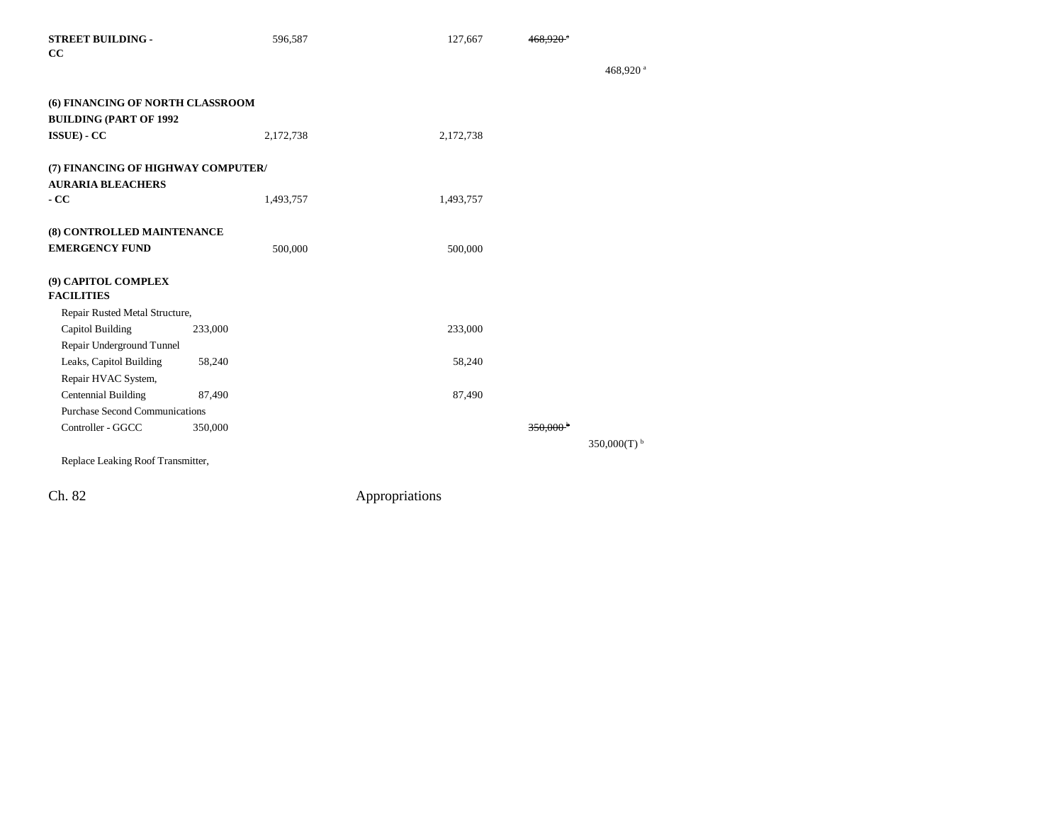| | | | | |
|---|---|---|---|---|
| **STREET BUILDING - CC** | | 596,587 | 127,667 | ~~468,920 [a]~~ |
| | | | | 468,920 [a] |
| **(6) FINANCING OF NORTH CLASSROOM BUILDING (PART OF 1992 ISSUE) - CC** | | 2,172,738 | 2,172,738 | |
| **(7) FINANCING OF HIGHWAY COMPUTER/ AURARIA BLEACHERS - CC** | | 1,493,757 | 1,493,757 | |
| **(8) CONTROLLED MAINTENANCE EMERGENCY FUND** | | 500,000 | 500,000 | |
| **(9) CAPITOL COMPLEX FACILITIES** | | | | |
| Repair Rusted Metal Structure, Capitol Building | 233,000 | | 233,000 | |
| Repair Underground Tunnel Leaks, Capitol Building | 58,240 | | 58,240 | |
| Repair HVAC System, Centennial Building | 87,490 | | 87,490 | |
| Purchase Second Communications Controller - GGCC | 350,000 | | | ~~350,000 [b]~~ |
| | | | | 350,000(T) [b] |
| Replace Leaking Roof Transmitter, | | | | |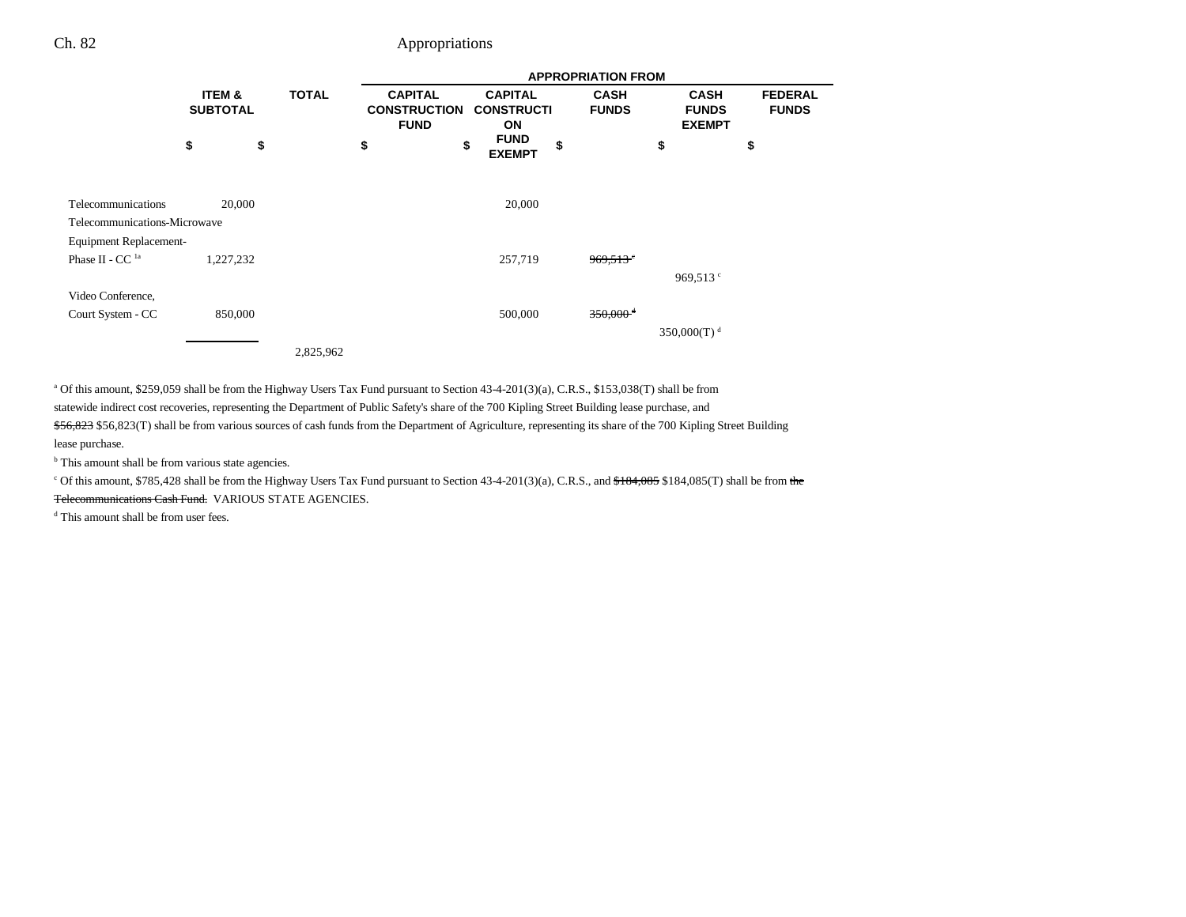| | ITEM & SUBTOTAL | TOTAL | APPROPRIATION FROM CAPITAL CONSTRUCTION FUND | CAPITAL CONSTRUCTION FUND EXEMPT | CASH FUNDS | CASH FUNDS EXEMPT | FEDERAL FUNDS |
|---|---|---|---|---|---|---|---|
| | $ | $ | $ | $ | $ | $ | $ |
| Telecommunications | 20,000 | | | 20,000 | | | |
| Telecommunications-Microwave Equipment Replacement-Phase II - CC [1a] | 1,227,232 | | | 257,719 | ~~969,513 [c]~~ | 969,513 [c] | |
| Video Conference, Court System - CC | 850,000 | | | 500,000 | ~~350,000 [d]~~ | 350,000(T) [d] | |
| | | 2,825,962 | | | | | |

[a] Of this amount, $259,059 shall be from the Highway Users Tax Fund pursuant to Section 43-4-201(3)(a), C.R.S., $153,038(T) shall be from statewide indirect cost recoveries, representing the Department of Public Safety's share of the 700 Kipling Street Building lease purchase, and ~~$56,823~~ $56,823(T) shall be from various sources of cash funds from the Department of Agriculture, representing its share of the 700 Kipling Street Building lease purchase.

[b] This amount shall be from various state agencies.

[c] Of this amount, $785,428 shall be from the Highway Users Tax Fund pursuant to Section 43-4-201(3)(a), C.R.S., and ~~$184,085~~ $184,085(T) shall be from ~~the Telecommunications Cash Fund.~~ VARIOUS STATE AGENCIES.

[d] This amount shall be from user fees.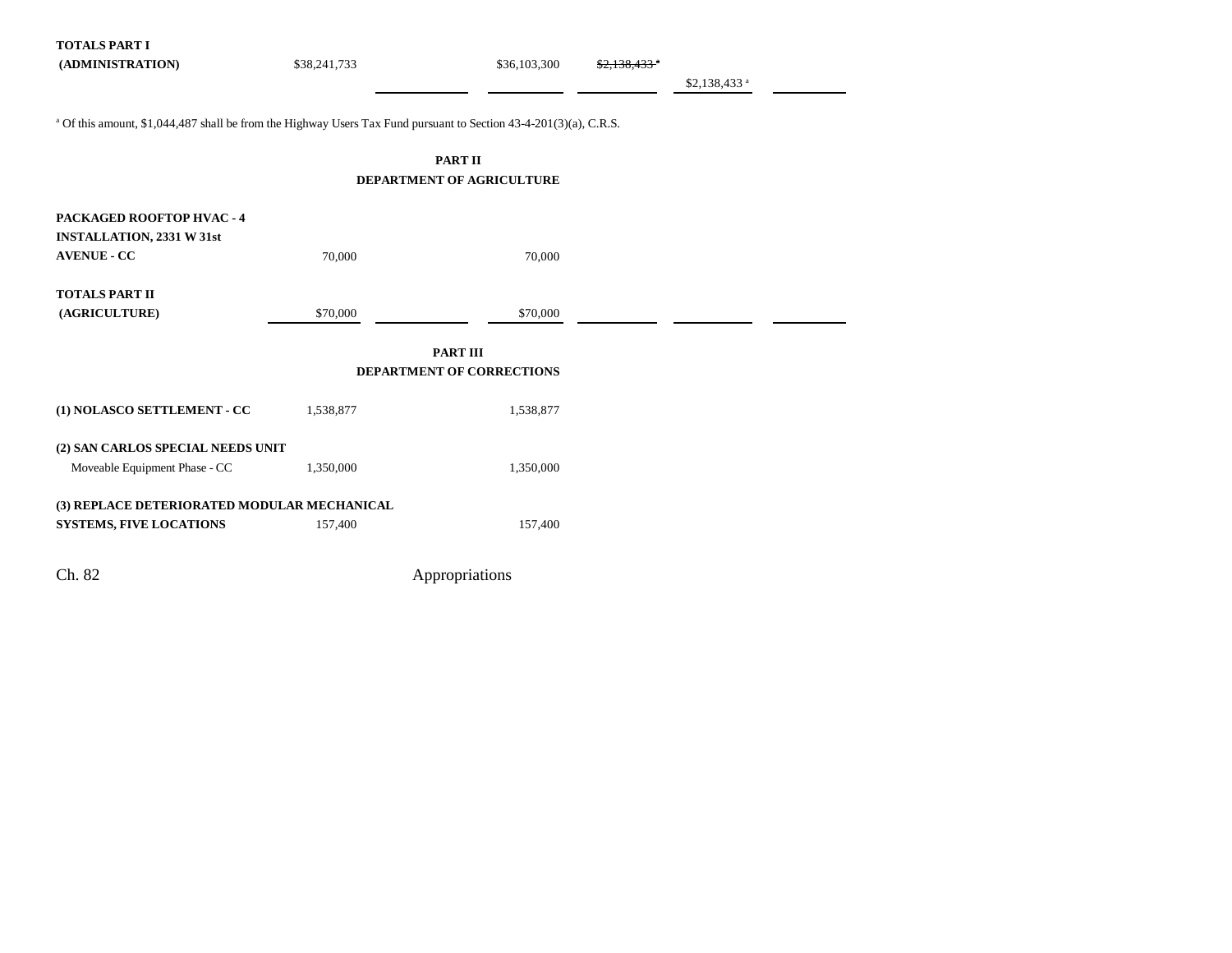| | | | | | | |
|---|---|---|---|---|---|---|
| **TOTALS PART I (ADMINISTRATION)** | $38,241,733 | | $36,103,300 | ~~$2,138,433 [a]~~ | $2,138,433 [a] | |

[a] Of this amount, $1,044,487 shall be from the Highway Users Tax Fund pursuant to Section 43-4-201(3)(a), C.R.S.

## PART II
## DEPARTMENT OF AGRICULTURE

| | | | | | | |
|---|---|---|---|---|---|---|
| **PACKAGED ROOFTOP HVAC - 4 INSTALLATION, 2331 W 31st AVENUE - CC** | 70,000 | | 70,000 | | | |
| **TOTALS PART II (AGRICULTURE)** | $70,000 | | $70,000 | | | |

## PART III
## DEPARTMENT OF CORRECTIONS

| | | | | | | |
|---|---|---|---|---|---|---|
| **(1) NOLASCO SETTLEMENT - CC** | 1,538,877 | | 1,538,877 | | | |
| **(2) SAN CARLOS SPECIAL NEEDS UNIT** | | | | | | |
| Moveable Equipment Phase - CC | 1,350,000 | | 1,350,000 | | | |
| **(3) REPLACE DETERIORATED MODULAR MECHANICAL SYSTEMS, FIVE LOCATIONS** | 157,400 | | 157,400 | | | |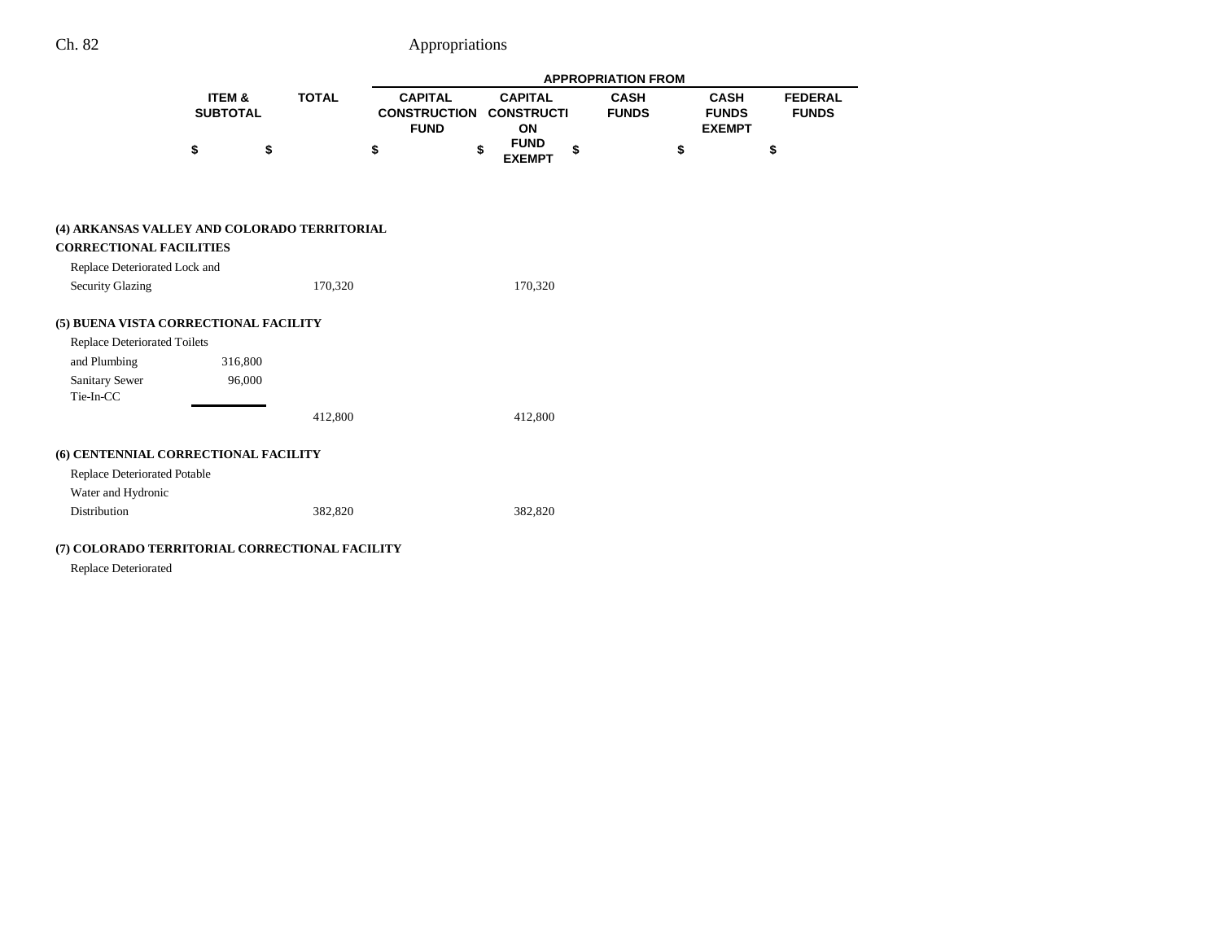| | ITEM & SUBTOTAL | TOTAL | APPROPRIATION FROM | | | | |
|---|---|---|---|---|---|---|---|
| | | | CAPITAL CONSTRUCTION FUND | CAPITAL CONSTRUCTION FUND EXEMPT | CASH FUNDS | CASH FUNDS EXEMPT | FEDERAL FUNDS |
| | $ | $ | $ | $ | $ | $ | $ |
| **(4) ARKANSAS VALLEY AND COLORADO TERRITORIAL CORRECTIONAL FACILITIES** | | | | | | | |
| Replace Deteriorated Lock and Security Glazing | | 170,320 | | 170,320 | | | |
| **(5) BUENA VISTA CORRECTIONAL FACILITY** | | | | | | | |
| Replace Deteriorated Toilets and Plumbing | 316,800 | | | | | | |
| Sanitary Sewer Tie-In-CC | 96,000 | | | | | | |
| | | 412,800 | | 412,800 | | | |
| **(6) CENTENNIAL CORRECTIONAL FACILITY** | | | | | | | |
| Replace Deteriorated Potable Water and Hydronic Distribution | | 382,820 | | 382,820 | | | |
| **(7) COLORADO TERRITORIAL CORRECTIONAL FACILITY** | | | | | | | |
| Replace Deteriorated | | | | | | | |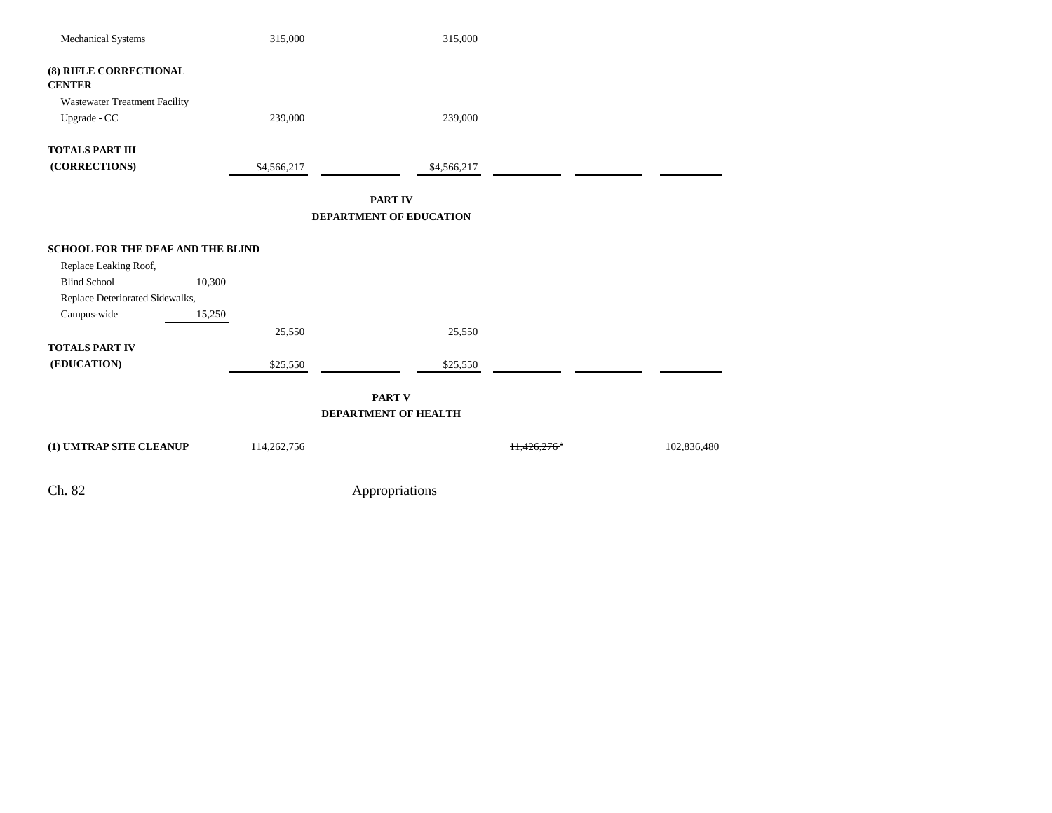| | | | | | | | |
|---|---|---|---|---|---|---|---|
| Mechanical Systems | | 315,000 | | 315,000 | | | |
| **(8) RIFLE CORRECTIONAL CENTER** | | | | | | | |
| Wastewater Treatment Facility Upgrade - CC | | 239,000 | | 239,000 | | | |
| **TOTALS PART III (CORRECTIONS)** | | $4,566,217 | | $4,566,217 | | | |

**PART IV**
**DEPARTMENT OF EDUCATION**

| | | | | | | | |
|---|---|---|---|---|---|---|---|
| **SCHOOL FOR THE DEAF AND THE BLIND** | | | | | | | |
| Replace Leaking Roof, Blind School | 10,300 | | | | | | |
| Replace Deteriorated Sidewalks, Campus-wide | 15,250 | | | | | | |
| | | 25,550 | | 25,550 | | | |
| **TOTALS PART IV (EDUCATION)** | | $25,550 | | $25,550 | | | |

**PART V**
**DEPARTMENT OF HEALTH**

| | | | | | | | |
|---|---|---|---|---|---|---|---|
| **(1) UMTRAP SITE CLEANUP** | | 114,262,756 | | | ~~11,426,276~~ | | 102,836,480 |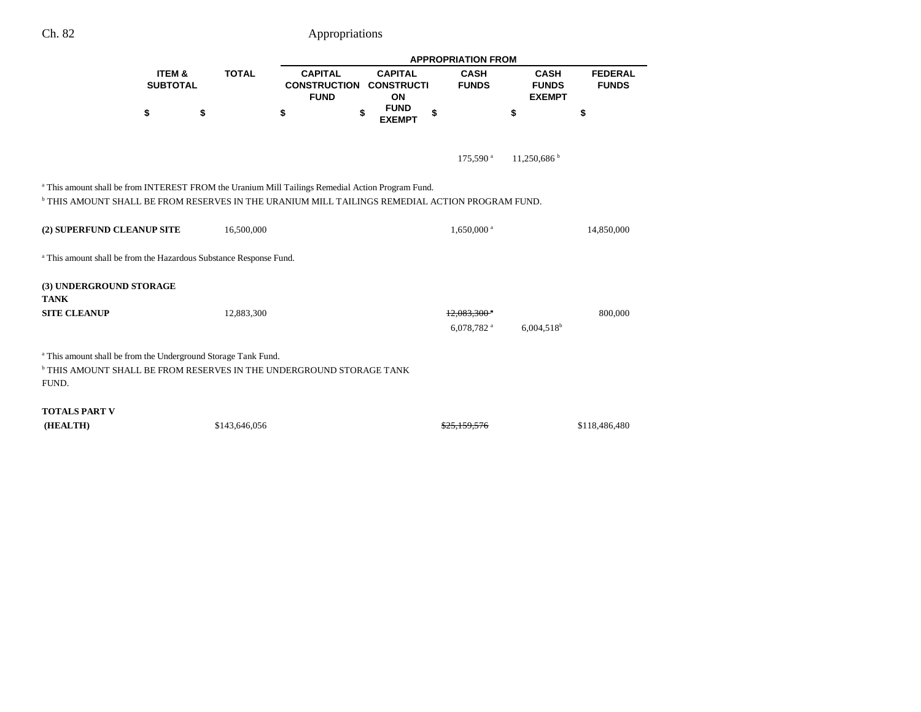| | ITEM & SUBTOTAL | TOTAL | APPROPRIATION FROM CAPITAL CONSTRUCTION FUND | CAPITAL CONSTRUCTION FUND EXEMPT | CASH FUNDS | CASH FUNDS EXEMPT | FEDERAL FUNDS |
|---|---|---|---|---|---|---|---|
| | $ | $ | $ | $ | $ | $ | $ |
| | | | | | 175,590 [a] | 11,250,686 [b] | |

[a] This amount shall be from INTEREST FROM the Uranium Mill Tailings Remedial Action Program Fund.

[b] THIS AMOUNT SHALL BE FROM RESERVES IN THE URANIUM MILL TAILINGS REMEDIAL ACTION PROGRAM FUND.

| | ITEM & SUBTOTAL | TOTAL | CAPITAL CONSTRUCTION FUND | CAPITAL CONSTRUCTION FUND EXEMPT | CASH FUNDS | CASH FUNDS EXEMPT | FEDERAL FUNDS |
|---|---|---|---|---|---|---|---|
| **(2) SUPERFUND CLEANUP SITE** | | 16,500,000 | | | 1,650,000 [a] | | 14,850,000 |

[a] This amount shall be from the Hazardous Substance Response Fund.

| | ITEM & SUBTOTAL | TOTAL | CAPITAL CONSTRUCTION FUND | CAPITAL CONSTRUCTION FUND EXEMPT | CASH FUNDS | CASH FUNDS EXEMPT | FEDERAL FUNDS |
|---|---|---|---|---|---|---|---|
| **(3) UNDERGROUND STORAGE TANK SITE CLEANUP** | | 12,883,300 | | | ~~12,083,300 [a]~~ | | 800,000 |
| | | | | | 6,078,782 [a] | 6,004,518 [b] | |

[a] This amount shall be from the Underground Storage Tank Fund.

[b] THIS AMOUNT SHALL BE FROM RESERVES IN THE UNDERGROUND STORAGE TANK FUND.

| | ITEM & SUBTOTAL | TOTAL | CAPITAL CONSTRUCTION FUND | CAPITAL CONSTRUCTION FUND EXEMPT | CASH FUNDS | CASH FUNDS EXEMPT | FEDERAL FUNDS |
|---|---|---|---|---|---|---|---|
| **TOTALS PART V (HEALTH)** | | $143,646,056 | | | ~~$25,159,576~~ | | $118,486,480 |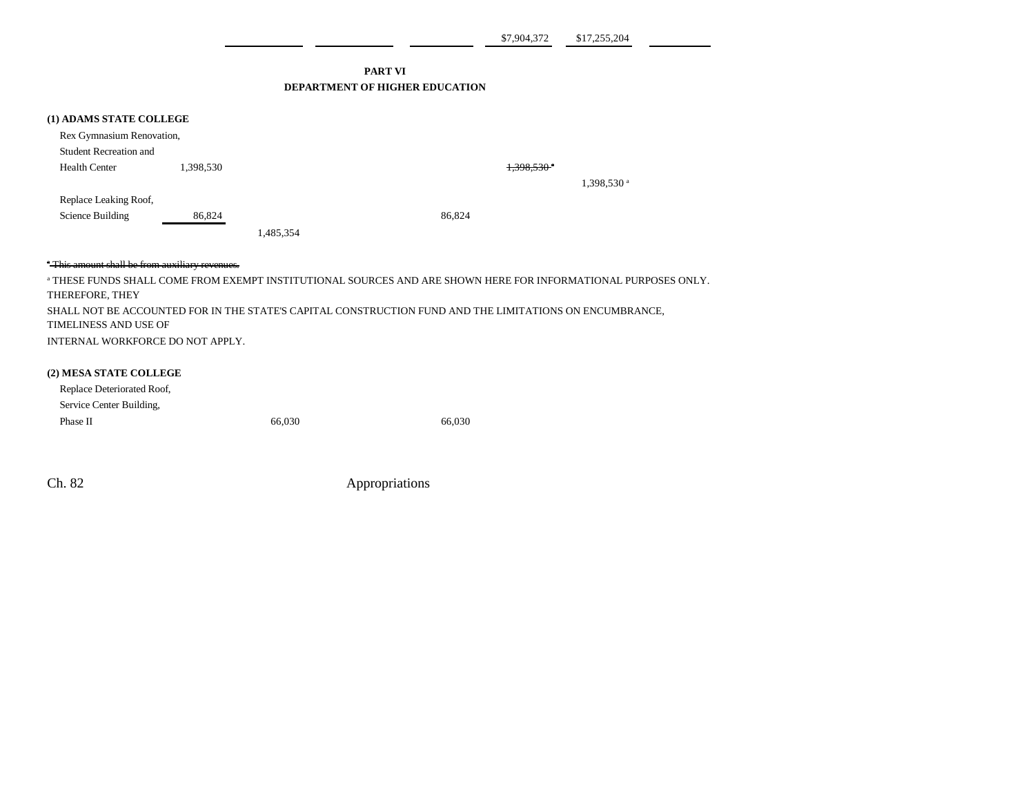| | | | | | | |
|---|---|---|---|---|---|---|
| | | | | $7,904,372 | $17,255,204 | |

## PART VI
## DEPARTMENT OF HIGHER EDUCATION

**(1) ADAMS STATE COLLEGE**

| | | | | | | |
|---|---|---|---|---|---|---|
| Rex Gymnasium Renovation, Student Recreation and Health Center | 1,398,530 | | | ~~1,398,530~~ ~~[a]~~ | | |
| | | | | | 1,398,530 [a] | |
| Replace Leaking Roof, Science Building | 86,824 | | 86,824 | | | |
| | | 1,485,354 | | | | |

~~[a] This amount shall be from auxiliary revenues.~~

[a] THESE FUNDS SHALL COME FROM EXEMPT INSTITUTIONAL SOURCES AND ARE SHOWN HERE FOR INFORMATIONAL PURPOSES ONLY. THEREFORE, THEY SHALL NOT BE ACCOUNTED FOR IN THE STATE'S CAPITAL CONSTRUCTION FUND AND THE LIMITATIONS ON ENCUMBRANCE, TIMELINESS AND USE OF INTERNAL WORKFORCE DO NOT APPLY.

**(2) MESA STATE COLLEGE**

| | | | | | | |
|---|---|---|---|---|---|---|
| Replace Deteriorated Roof, Service Center Building, Phase II | | 66,030 | 66,030 | | | |

Ch. 82 Appropriations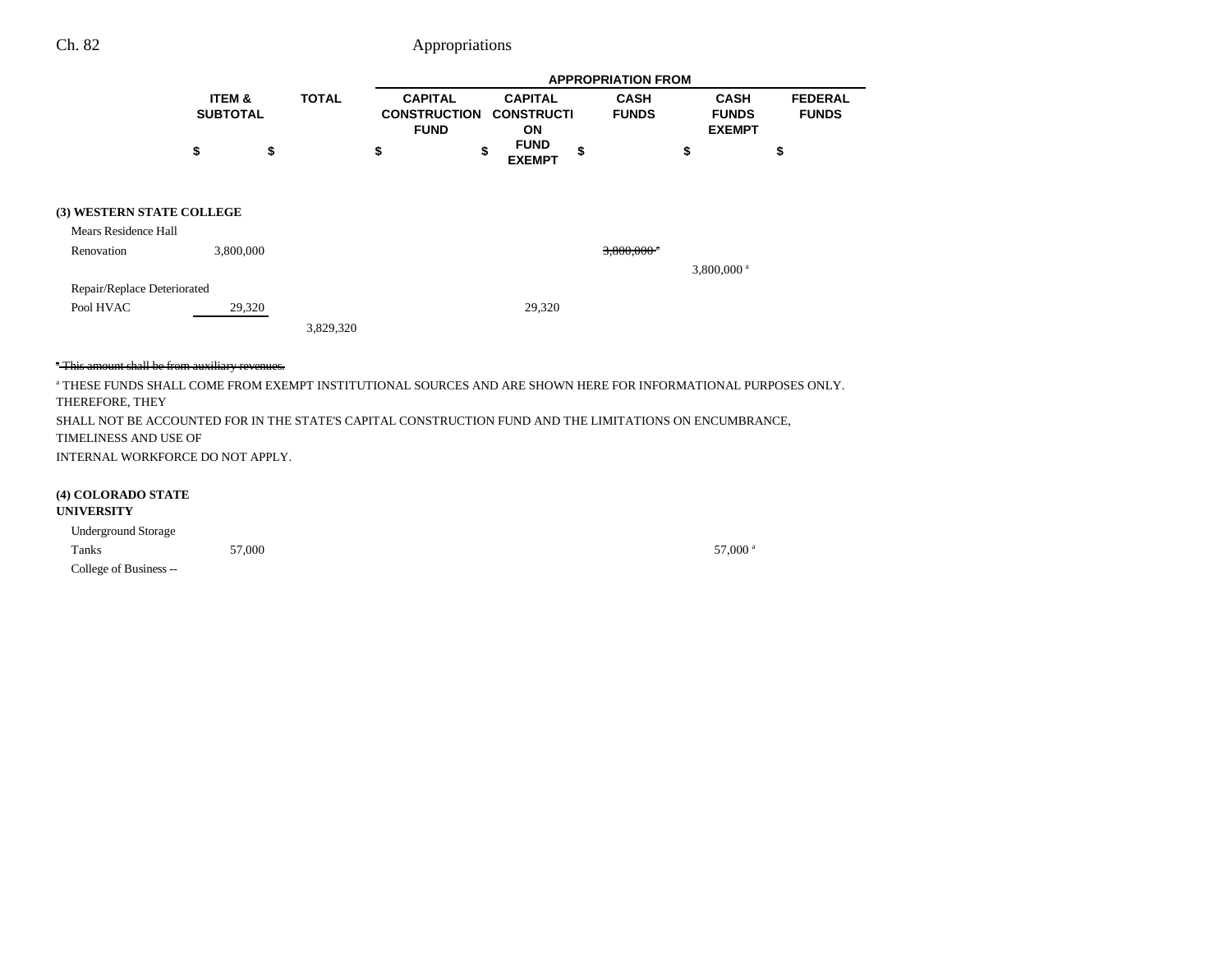| | ITEM & SUBTOTAL | TOTAL | APPROPRIATION FROM | | | | |
|---|---|---|---|---|---|---|---|
| | | | CAPITAL CONSTRUCTION FUND | CAPITAL CONSTRUCTION FUND EXEMPT | CASH FUNDS | CASH FUNDS EXEMPT | FEDERAL FUNDS |
| | $ | $ | $ | $ | $ | $ | $ |
| **(3) WESTERN STATE COLLEGE** | | | | | | | |
| Mears Residence Hall Renovation | 3,800,000 | | | | ~~3,800,000 [a]~~ | | |
| | | | | | | 3,800,000 [a] | |
| Repair/Replace Deteriorated Pool HVAC | 29,320 | | | 29,320 | | | |
| | | 3,829,320 | | | | | |

~~[a] This amount shall be from auxiliary revenues.~~

[a] THESE FUNDS SHALL COME FROM EXEMPT INSTITUTIONAL SOURCES AND ARE SHOWN HERE FOR INFORMATIONAL PURPOSES ONLY. THEREFORE, THEY SHALL NOT BE ACCOUNTED FOR IN THE STATE'S CAPITAL CONSTRUCTION FUND AND THE LIMITATIONS ON ENCUMBRANCE, TIMELINESS AND USE OF INTERNAL WORKFORCE DO NOT APPLY.

| | ITEM & SUBTOTAL | TOTAL | CAPITAL CONSTRUCTION FUND | CAPITAL CONSTRUCTION FUND EXEMPT | CASH FUNDS | CASH FUNDS EXEMPT | FEDERAL FUNDS |
|---|---|---|---|---|---|---|---|
| **(4) COLORADO STATE UNIVERSITY** | | | | | | | |
| Underground Storage Tanks | 57,000 | | | | | 57,000 [a] | |
| College of Business -- | | | | | | | |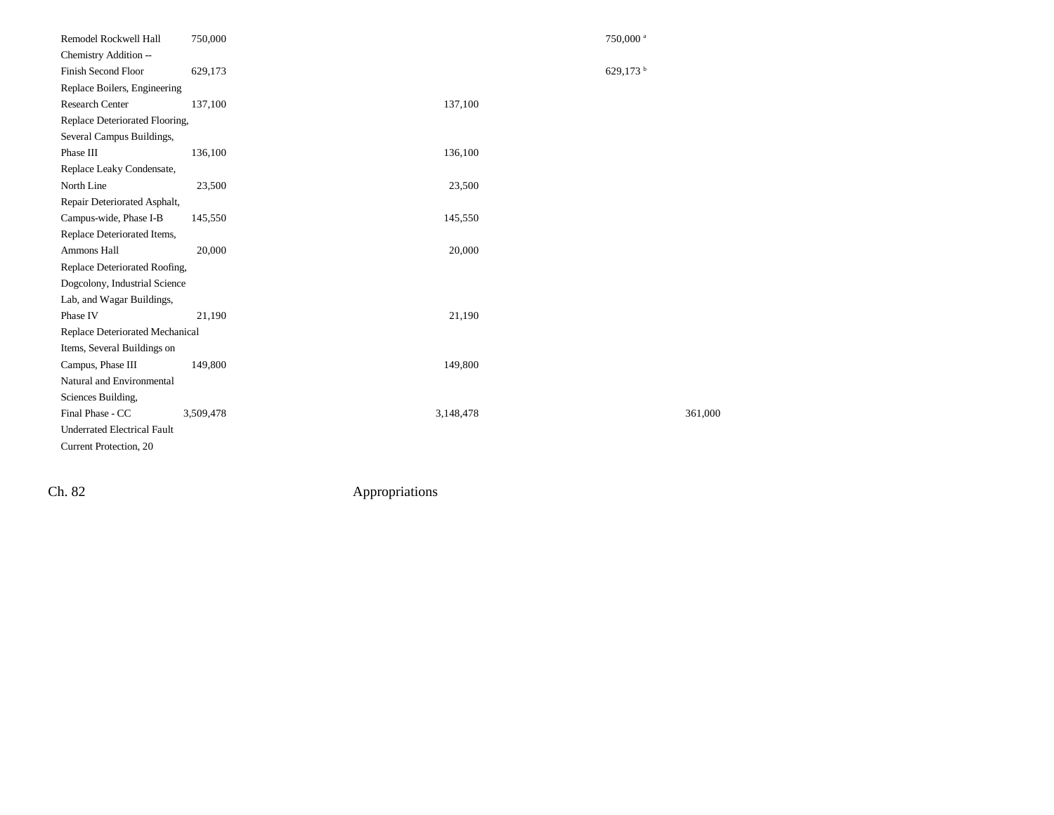| | | | | | | |
|---|---|---|---|---|---|---|
| Remodel Rockwell Hall | 750,000 | | | | 750,000[a] | |
| Chemistry Addition -- Finish Second Floor | 629,173 | | | | 629,173[b] | |
| Replace Boilers, Engineering Research Center | 137,100 | | 137,100 | | | |
| Replace Deteriorated Flooring, Several Campus Buildings, Phase III | 136,100 | | 136,100 | | | |
| Replace Leaky Condensate, North Line | 23,500 | | 23,500 | | | |
| Repair Deteriorated Asphalt, Campus-wide, Phase I-B | 145,550 | | 145,550 | | | |
| Replace Deteriorated Items, Ammons Hall | 20,000 | | 20,000 | | | |
| Replace Deteriorated Roofing, Dogcolony, Industrial Science Lab, and Wagar Buildings, Phase IV | 21,190 | | 21,190 | | | |
| Replace Deteriorated Mechanical Items, Several Buildings on Campus, Phase III | 149,800 | | 149,800 | | | |
| Natural and Environmental Sciences Building, Final Phase - CC | 3,509,478 | | 3,148,478 | | | 361,000 |
| Underrated Electrical Fault Current Protection, 20 | | | | | | |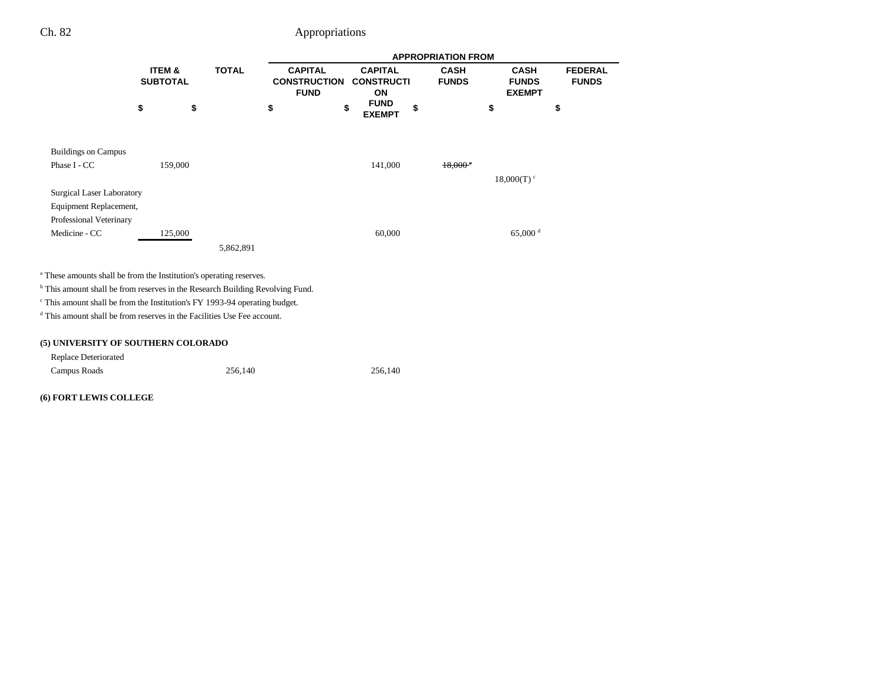|  | ITEM & SUBTOTAL | TOTAL | APPROPRIATION FROM | | | | |
|---|---|---|---|---|---|---|---|
|  |  |  | CAPITAL CONSTRUCTION FUND | CAPITAL CONSTRUCTION FUND EXEMPT | CASH FUNDS | CASH FUNDS EXEMPT | FEDERAL FUNDS |
|  | $ | $ | $ | $ | $ | $ | $ |
| Buildings on Campus Phase I - CC | 159,000 |  |  | 141,000 | ~~18,000 [c]~~ | 18,000(T) [c] |  |
| Surgical Laser Laboratory Equipment Replacement, Professional Veterinary Medicine - CC | 125,000 |  |  | 60,000 |  | 65,000 [d] |  |
|  |  | 5,862,891 |  |  |  |  |  |

[a] These amounts shall be from the Institution's operating reserves.

[b] This amount shall be from reserves in the Research Building Revolving Fund.

[c] This amount shall be from the Institution's FY 1993-94 operating budget.

[d] This amount shall be from reserves in the Facilities Use Fee account.

**(5) UNIVERSITY OF SOUTHERN COLORADO**

|  | ITEM & SUBTOTAL | TOTAL | CAPITAL CONSTRUCTION FUND | CAPITAL CONSTRUCTION FUND EXEMPT | CASH FUNDS | CASH FUNDS EXEMPT | FEDERAL FUNDS |
|---|---|---|---|---|---|---|---|
| Replace Deteriorated Campus Roads |  | 256,140 |  | 256,140 |  |  |  |

**(6) FORT LEWIS COLLEGE**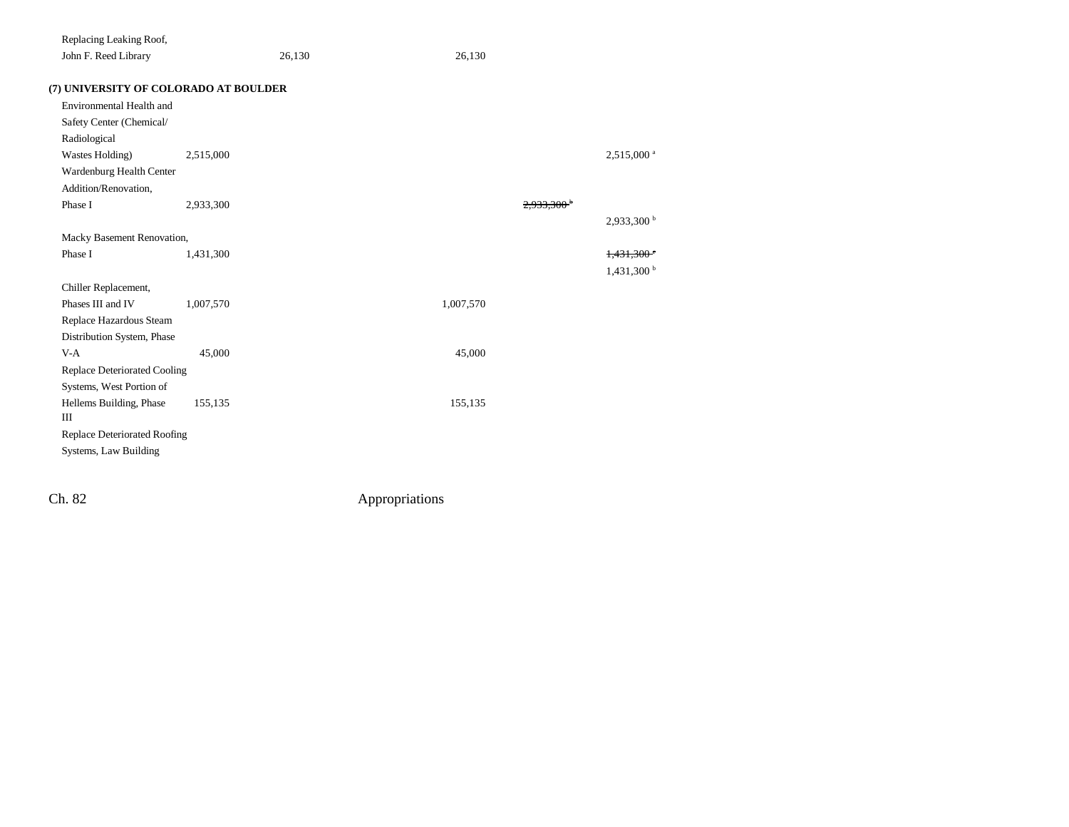| | | | | | |
|---|---|---|---|---|---|
| Replacing Leaking Roof, John F. Reed Library | | 26,130 | 26,130 | | |

**(7) UNIVERSITY OF COLORADO AT BOULDER**

| | | | | | |
|---|---|---|---|---|---|
| Environmental Health and Safety Center (Chemical/ Radiological Wastes Holding) | 2,515,000 | | | | 2,515,000 [a] |
| Wardenburg Health Center Addition/Renovation, Phase I | 2,933,300 | | | ~~2,933,300 [b]~~ | |
| | | | | | 2,933,300 [b] |
| Macky Basement Renovation, Phase I | 1,431,300 | | | | ~~1,431,300 [c]~~ |
| | | | | | 1,431,300 [b] |
| Chiller Replacement, Phases III and IV | 1,007,570 | | 1,007,570 | | |
| Replace Hazardous Steam Distribution System, Phase V-A | 45,000 | | 45,000 | | |
| Replace Deteriorated Cooling Systems, West Portion of Hellems Building, Phase III | 155,135 | | 155,135 | | |
| Replace Deteriorated Roofing Systems, Law Building | | | | | |

Ch. 82 Appropriations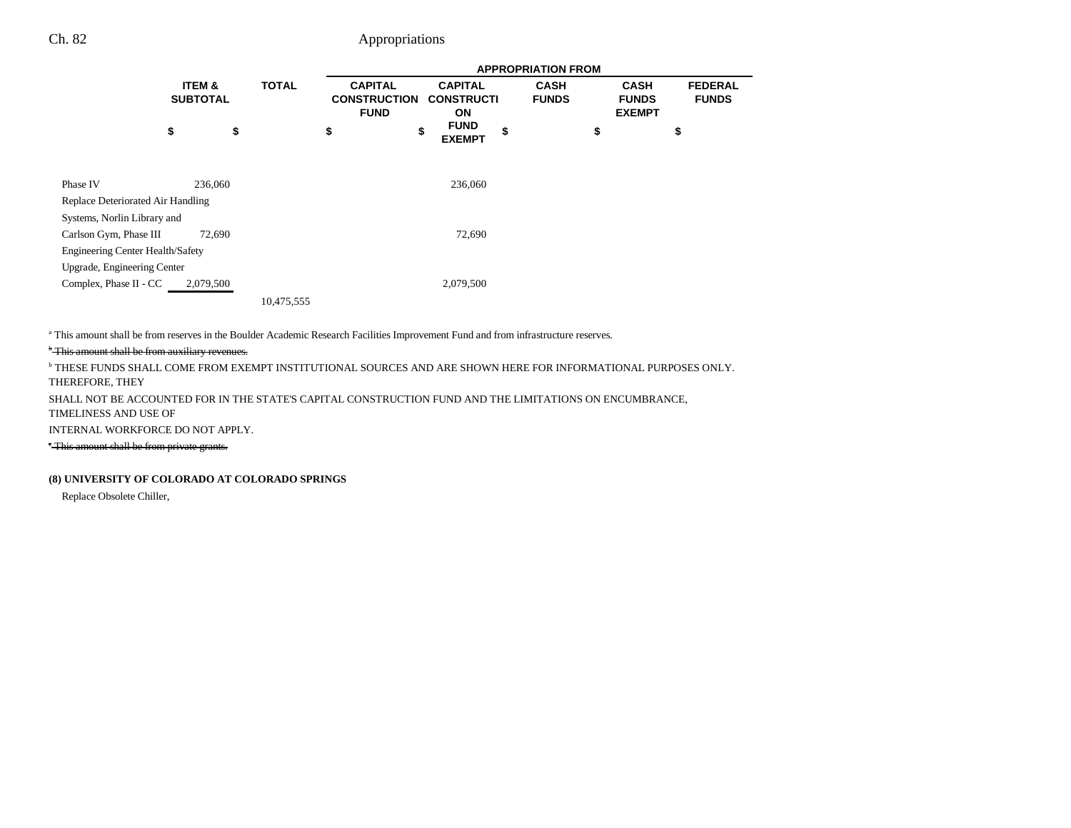| | ITEM & SUBTOTAL | TOTAL | APPROPRIATION FROM | | | | |
|---|---|---|---|---|---|---|---|
| | | | CAPITAL CONSTRUCTION FUND | CAPITAL CONSTRUCTION FUND EXEMPT | CASH FUNDS | CASH FUNDS EXEMPT | FEDERAL FUNDS |
| | $ | $ | $ | $ | $ | $ | $ |
| Phase IV | 236,060 | | | 236,060 | | | |
| Replace Deteriorated Air Handling Systems, Norlin Library and Carlson Gym, Phase III | 72,690 | | | 72,690 | | | |
| Engineering Center Health/Safety Upgrade, Engineering Center Complex, Phase II - CC | 2,079,500 | | | 2,079,500 | | | |
| | | 10,475,555 | | | | | |

[a] This amount shall be from reserves in the Boulder Academic Research Facilities Improvement Fund and from infrastructure reserves.

~~[b] This amount shall be from auxiliary revenues.~~

[b] THESE FUNDS SHALL COME FROM EXEMPT INSTITUTIONAL SOURCES AND ARE SHOWN HERE FOR INFORMATIONAL PURPOSES ONLY. THEREFORE, THEY SHALL NOT BE ACCOUNTED FOR IN THE STATE'S CAPITAL CONSTRUCTION FUND AND THE LIMITATIONS ON ENCUMBRANCE, TIMELINESS AND USE OF INTERNAL WORKFORCE DO NOT APPLY.

~~[c] This amount shall be from private grants.~~

**(8) UNIVERSITY OF COLORADO AT COLORADO SPRINGS**

Replace Obsolete Chiller,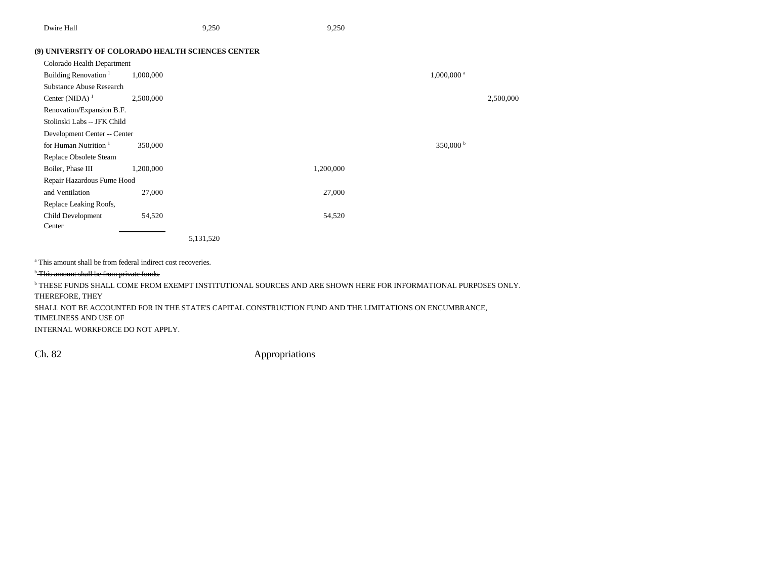| | | | | | |
|---|---|---|---|---|---|
| Dwire Hall | | 9,250 | 9,250 | | |

**(9) UNIVERSITY OF COLORADO HEALTH SCIENCES CENTER**

| Project | Item Total | Total | Capital Construction Fund Exempt | Cash Funds | Federal Funds |
|---|---|---|---|---|---|
| Colorado Health Department Building Renovation [1] | 1,000,000 | | | 1,000,000 [a] | |
| Substance Abuse Research Center (NIDA) [1] | 2,500,000 | | | | 2,500,000 |
| Renovation/Expansion B.F. Stolinski Labs -- JFK Child Development Center -- Center for Human Nutrition [1] | 350,000 | | | 350,000 [b] | |
| Replace Obsolete Steam Boiler, Phase III | 1,200,000 | | 1,200,000 | | |
| Repair Hazardous Fume Hood and Ventilation | 27,000 | | 27,000 | | |
| Replace Leaking Roofs, Child Development Center | 54,520 | | 54,520 | | |
| | | 5,131,520 | | | |

[a] This amount shall be from federal indirect cost recoveries.

~~[b] This amount shall be from private funds.~~

[b] THESE FUNDS SHALL COME FROM EXEMPT INSTITUTIONAL SOURCES AND ARE SHOWN HERE FOR INFORMATIONAL PURPOSES ONLY. THEREFORE, THEY SHALL NOT BE ACCOUNTED FOR IN THE STATE'S CAPITAL CONSTRUCTION FUND AND THE LIMITATIONS ON ENCUMBRANCE, TIMELINESS AND USE OF INTERNAL WORKFORCE DO NOT APPLY.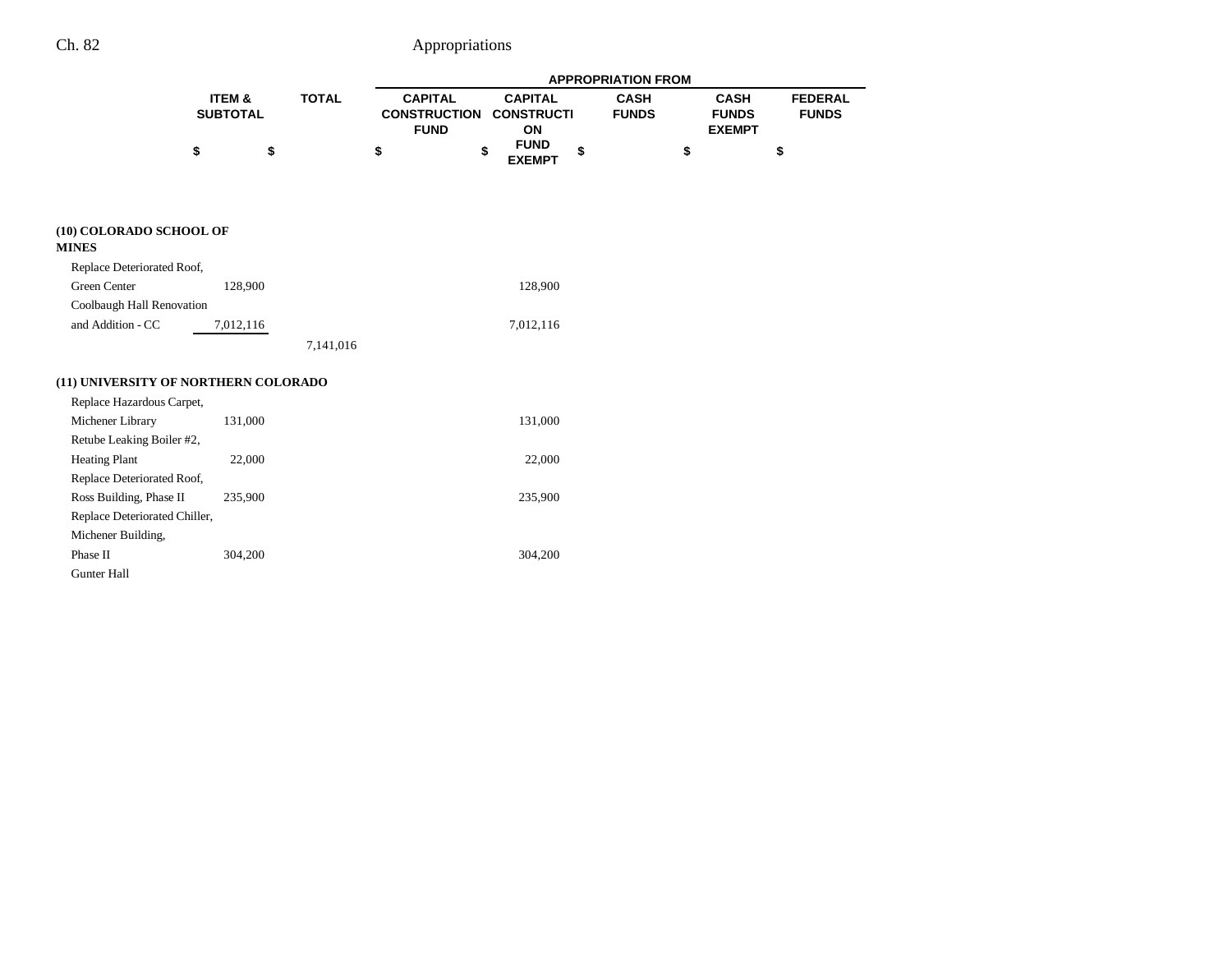| | ITEM & SUBTOTAL | TOTAL | APPROPRIATION FROM | | | | |
|---|---|---|---|---|---|---|---|
| | | | CAPITAL CONSTRUCTION FUND | CAPITAL CONSTRUCTION FUND EXEMPT | CASH FUNDS | CASH FUNDS EXEMPT | FEDERAL FUNDS |
| | $ | $ | $ | $ | $ | $ | $ |
| **(10) COLORADO SCHOOL OF MINES** | | | | | | | |
| Replace Deteriorated Roof, Green Center | 128,900 | | | 128,900 | | | |
| Coolbaugh Hall Renovation and Addition - CC | 7,012,116 | | | 7,012,116 | | | |
| | | 7,141,016 | | | | | |
| **(11) UNIVERSITY OF NORTHERN COLORADO** | | | | | | | |
| Replace Hazardous Carpet, Michener Library | 131,000 | | | 131,000 | | | |
| Retube Leaking Boiler #2, Heating Plant | 22,000 | | | 22,000 | | | |
| Replace Deteriorated Roof, Ross Building, Phase II | 235,900 | | | 235,900 | | | |
| Replace Deteriorated Chiller, Michener Building, Phase II | 304,200 | | | 304,200 | | | |
| Gunter Hall | | | | | | | |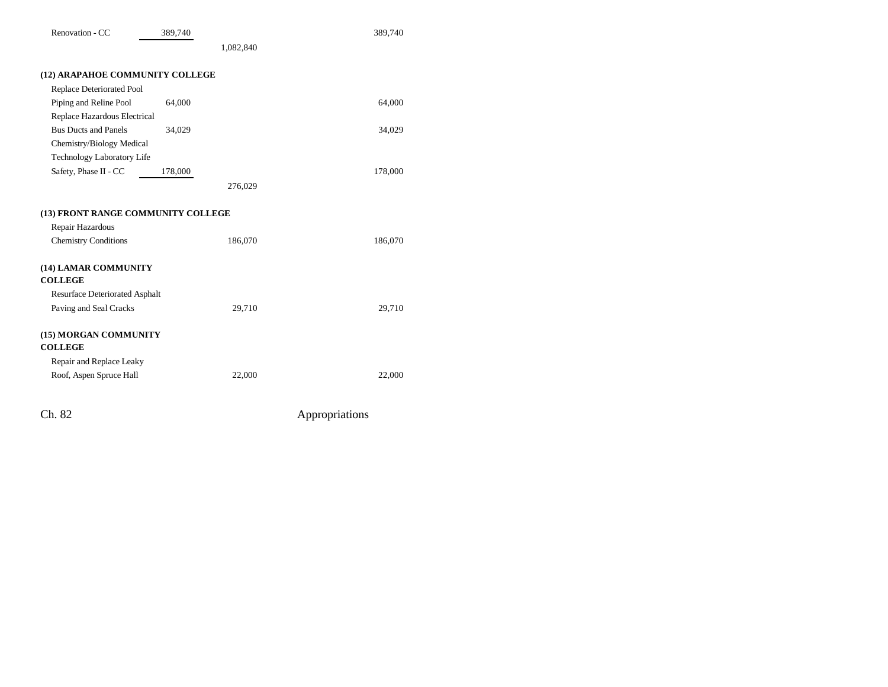| | | | |
|---|---|---|---|
| Renovation - CC | 389,740 | | 389,740 |
| | | 1,082,840 | |
| **(12) ARAPAHOE COMMUNITY COLLEGE** | | | |
| Replace Deteriorated Pool Piping and Reline Pool | 64,000 | | 64,000 |
| Replace Hazardous Electrical Bus Ducts and Panels | 34,029 | | 34,029 |
| Chemistry/Biology Medical Technology Laboratory Life Safety, Phase II - CC | 178,000 | | 178,000 |
| | | 276,029 | |
| **(13) FRONT RANGE COMMUNITY COLLEGE** | | | |
| Repair Hazardous Chemistry Conditions | | 186,070 | 186,070 |
| **(14) LAMAR COMMUNITY COLLEGE** | | | |
| Resurface Deteriorated Asphalt Paving and Seal Cracks | | 29,710 | 29,710 |
| **(15) MORGAN COMMUNITY COLLEGE** | | | |
| Repair and Replace Leaky Roof, Aspen Spruce Hall | | 22,000 | 22,000 |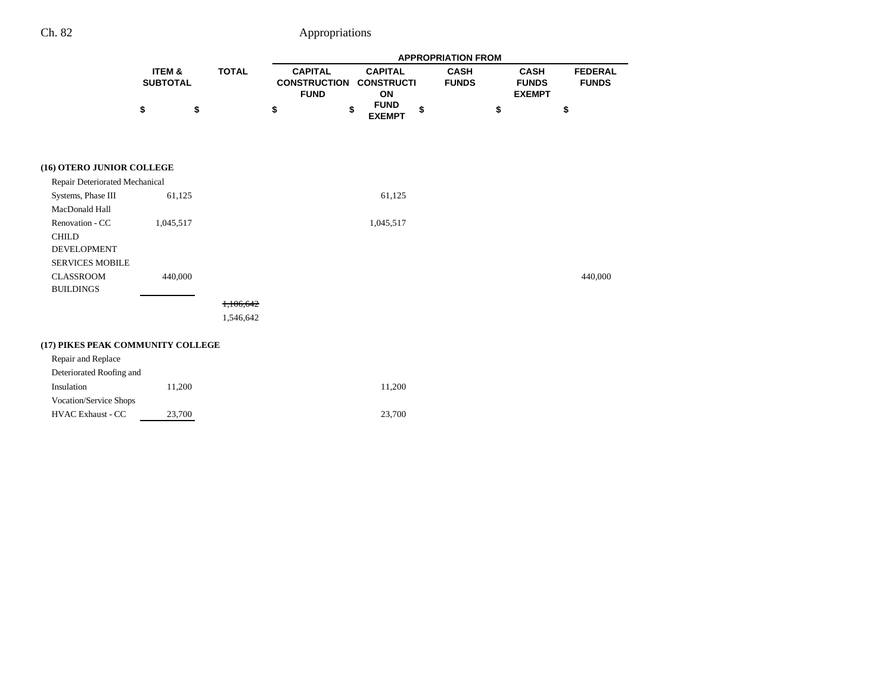| | ITEM & SUBTOTAL | TOTAL | APPROPRIATION FROM | | | | |
|---|---|---|---|---|---|---|---|
| | | | CAPITAL CONSTRUCTION FUND | CAPITAL CONSTRUCTION FUND EXEMPT | CASH FUNDS | CASH FUNDS EXEMPT | FEDERAL FUNDS |
| | $ | $ | $ | $ | $ | $ | $ |
| **(16) OTERO JUNIOR COLLEGE** | | | | | | | |
| Repair Deteriorated Mechanical Systems, Phase III | 61,125 | | | 61,125 | | | |
| MacDonald Hall Renovation - CC | 1,045,517 | | | 1,045,517 | | | |
| CHILD DEVELOPMENT SERVICES MOBILE CLASSROOM BUILDINGS | 440,000 | | | | | | 440,000 |
| | | ~~1,106,642~~ 1,546,642 | | | | | |
| **(17) PIKES PEAK COMMUNITY COLLEGE** | | | | | | | |
| Repair and Replace Deteriorated Roofing and Insulation | 11,200 | | | 11,200 | | | |
| Vocation/Service Shops HVAC Exhaust - CC | 23,700 | | | 23,700 | | | |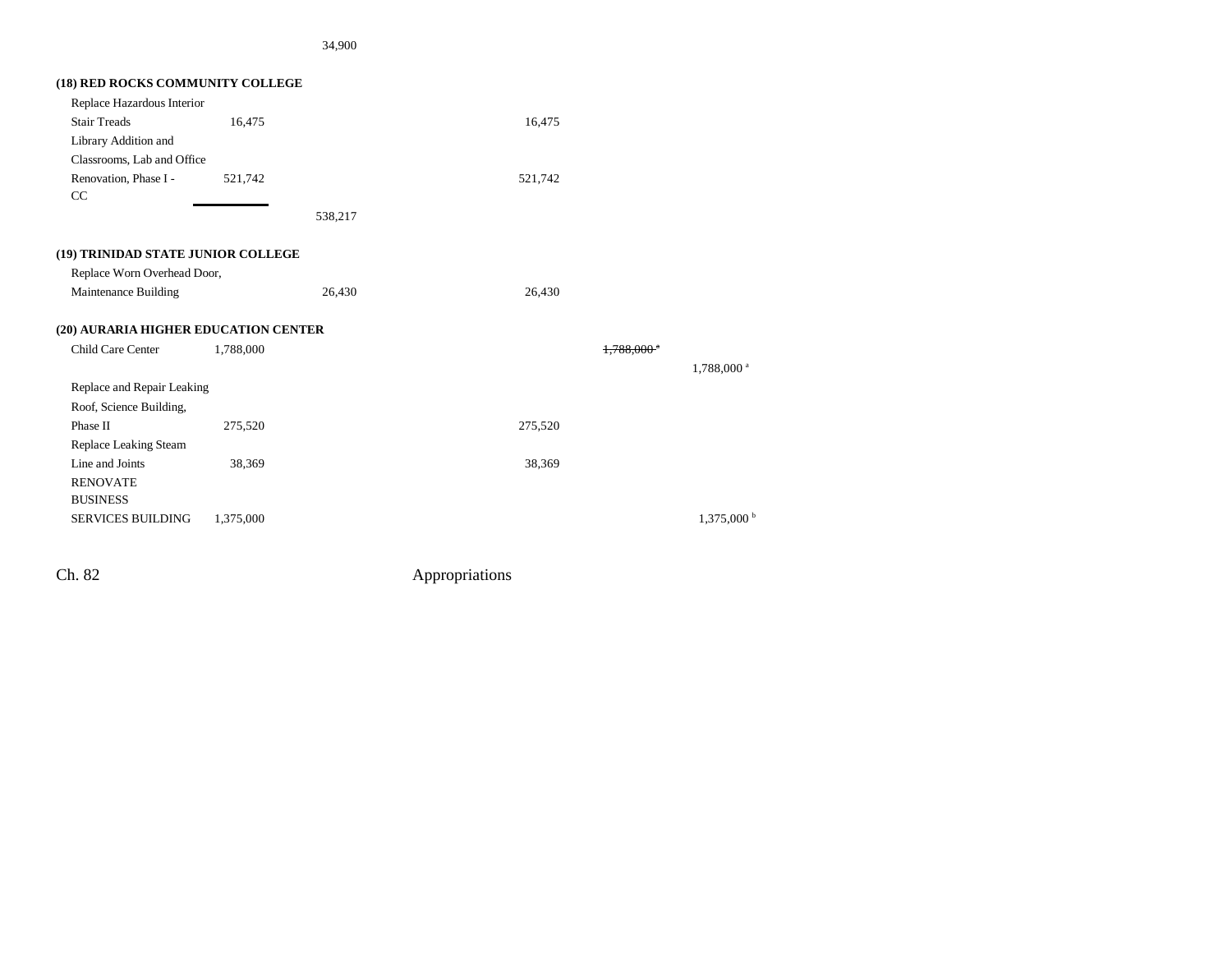| | | | | | |
|---|---|---|---|---|---|
| | | 34,900 | | | |
| **(18) RED ROCKS COMMUNITY COLLEGE** | | | | | |
| Replace Hazardous Interior Stair Treads | 16,475 | | 16,475 | | |
| Library Addition and Classrooms, Lab and Office Renovation, Phase I - CC | 521,742 | | 521,742 | | |
| | | 538,217 | | | |
| **(19) TRINIDAD STATE JUNIOR COLLEGE** | | | | | |
| Replace Worn Overhead Door, Maintenance Building | | 26,430 | 26,430 | | |
| **(20) AURARIA HIGHER EDUCATION CENTER** | | | | | |
| Child Care Center | 1,788,000 | | | ~~1,788,000 [a]~~ | |
| | | | | | 1,788,000 [a] |
| Replace and Repair Leaking Roof, Science Building, Phase II | 275,520 | | 275,520 | | |
| Replace Leaking Steam Line and Joints | 38,369 | | 38,369 | | |
| RENOVATE BUSINESS SERVICES BUILDING | 1,375,000 | | | | 1,375,000 [b] |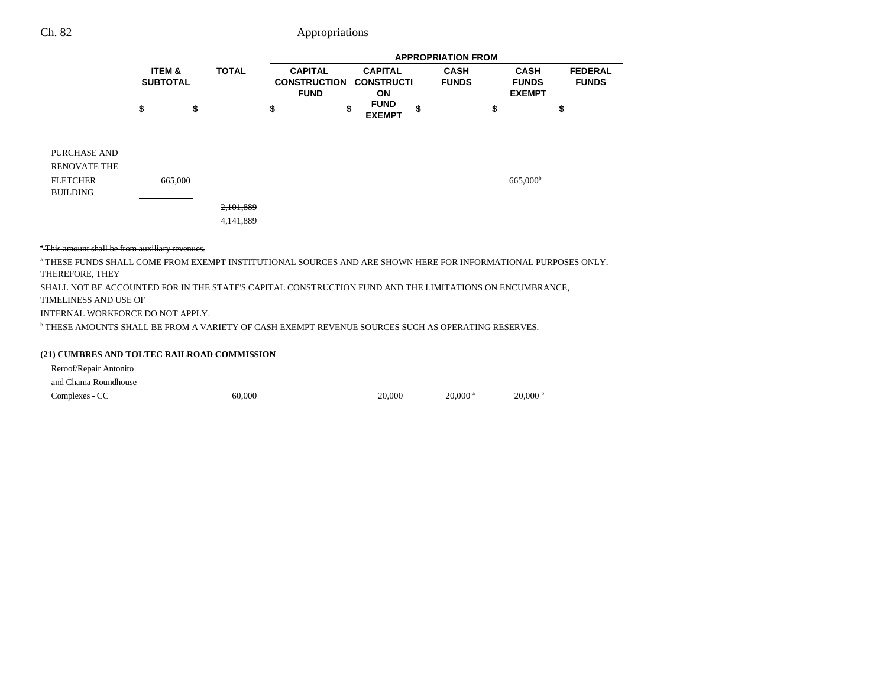| | ITEM & SUBTOTAL | TOTAL | APPROPRIATION FROM CAPITAL CONSTRUCTION FUND | CAPITAL CONSTRUCTION FUND EXEMPT | CASH FUNDS | CASH FUNDS EXEMPT | FEDERAL FUNDS |
|---|---|---|---|---|---|---|---|
| | $ | $ | $ | $ | $ | $ | $ |
| PURCHASE AND RENOVATE THE FLETCHER BUILDING | 665,000 | | | | | 665,000[b] | |
| | | ~~2,101,889~~ 4,141,889 | | | | | |

~~[a] This amount shall be from auxiliary revenues.~~

[a] THESE FUNDS SHALL COME FROM EXEMPT INSTITUTIONAL SOURCES AND ARE SHOWN HERE FOR INFORMATIONAL PURPOSES ONLY. THEREFORE, THEY SHALL NOT BE ACCOUNTED FOR IN THE STATE'S CAPITAL CONSTRUCTION FUND AND THE LIMITATIONS ON ENCUMBRANCE, TIMELINESS AND USE OF INTERNAL WORKFORCE DO NOT APPLY.

[b] THESE AMOUNTS SHALL BE FROM A VARIETY OF CASH EXEMPT REVENUE SOURCES SUCH AS OPERATING RESERVES.

**(21) CUMBRES AND TOLTEC RAILROAD COMMISSION**

| | ITEM & SUBTOTAL | TOTAL | CAPITAL CONSTRUCTION FUND | CAPITAL CONSTRUCTION FUND EXEMPT | CASH FUNDS | CASH FUNDS EXEMPT | FEDERAL FUNDS |
|---|---|---|---|---|---|---|---|
| Reroof/Repair Antonito and Chama Roundhouse Complexes - CC | | 60,000 | | 20,000 | 20,000 [a] | 20,000 [b] | |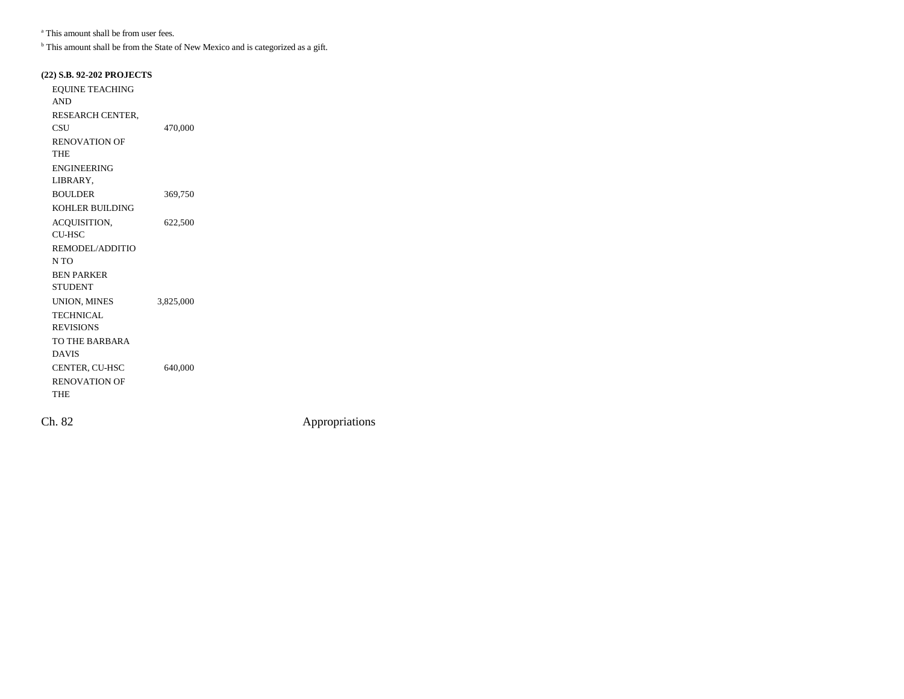[a] This amount shall be from user fees.

[b] This amount shall be from the State of New Mexico and is categorized as a gift.

**(22) S.B. 92-202 PROJECTS**

| | |
|---|---|
| EQUINE TEACHING AND RESEARCH CENTER, CSU | 470,000 |
| RENOVATION OF THE ENGINEERING LIBRARY, BOULDER | 369,750 |
| KOHLER BUILDING ACQUISITION, CU-HSC | 622,500 |
| REMODEL/ADDITION TO BEN PARKER STUDENT UNION, MINES | 3,825,000 |
| TECHNICAL REVISIONS TO THE BARBARA DAVIS CENTER, CU-HSC | 640,000 |
| RENOVATION OF THE | |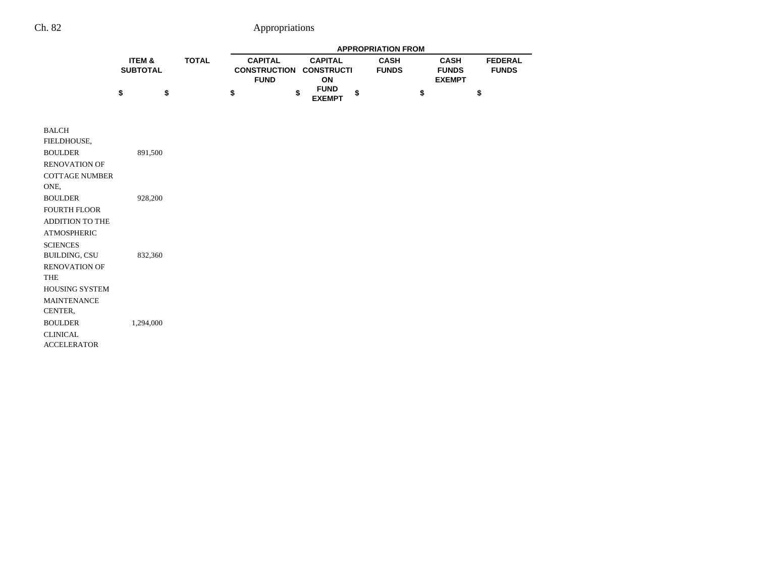| | ITEM & SUBTOTAL | TOTAL | APPROPRIATION FROM | | | | |
|---|---|---|---|---|---|---|---|
| | | | CAPITAL CONSTRUCTION FUND | CAPITAL CONSTRUCTION FUND EXEMPT | CASH FUNDS | CASH FUNDS EXEMPT | FEDERAL FUNDS |
| | $ | $ | $ | $ | $ | $ | $ |
| BALCH FIELDHOUSE, BOULDER | 891,500 | | | | | | |
| RENOVATION OF COTTAGE NUMBER ONE, BOULDER | 928,200 | | | | | | |
| FOURTH FLOOR ADDITION TO THE ATMOSPHERIC SCIENCES BUILDING, CSU | 832,360 | | | | | | |
| RENOVATION OF THE HOUSING SYSTEM MAINTENANCE CENTER, BOULDER | 1,294,000 | | | | | | |
| CLINICAL ACCELERATOR | | | | | | | |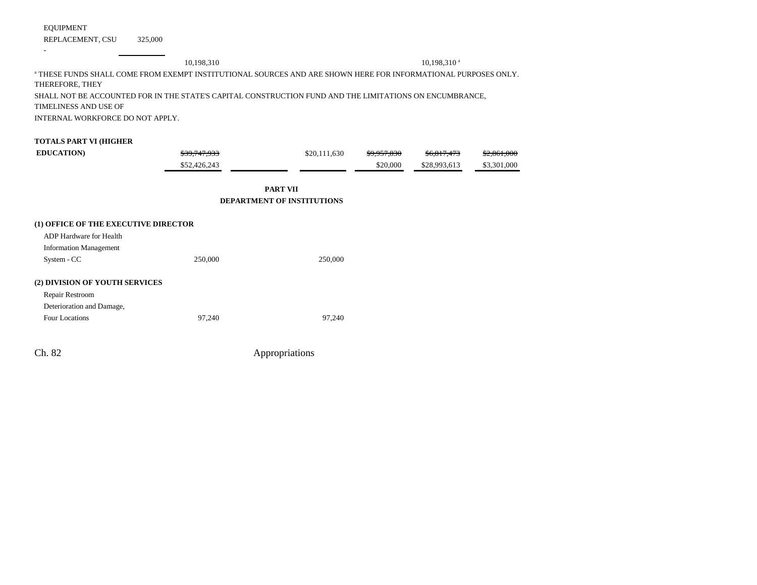| | | | | | | |
|---|---|---|---|---|---|---|
| EQUIPMENT REPLACEMENT, CSU - | 325,000 | | | | | |
| | | 10,198,310 | | | | 10,198,310 [a] |

[a] THESE FUNDS SHALL COME FROM EXEMPT INSTITUTIONAL SOURCES AND ARE SHOWN HERE FOR INFORMATIONAL PURPOSES ONLY. THEREFORE, THEY SHALL NOT BE ACCOUNTED FOR IN THE STATE'S CAPITAL CONSTRUCTION FUND AND THE LIMITATIONS ON ENCUMBRANCE, TIMELINESS AND USE OF INTERNAL WORKFORCE DO NOT APPLY.

| | | | | | | |
|---|---|---|---|---|---|---|
| **TOTALS PART VI (HIGHER EDUCATION)** | ~~$39,747,933~~ $52,426,243 | | $20,111,630 | ~~$9,957,830~~ $20,000 | ~~$6,817,473~~ $28,993,613 | ~~$2,861,000~~ $3,301,000 |

## PART VII
## DEPARTMENT OF INSTITUTIONS

**(1) OFFICE OF THE EXECUTIVE DIRECTOR**

| | | | |
|---|---|---|---|
| ADP Hardware for Health Information Management System - CC | 250,000 | | 250,000 |

**(2) DIVISION OF YOUTH SERVICES**

| | | | |
|---|---|---|---|
| Repair Restroom Deterioration and Damage, Four Locations | 97,240 | | 97,240 |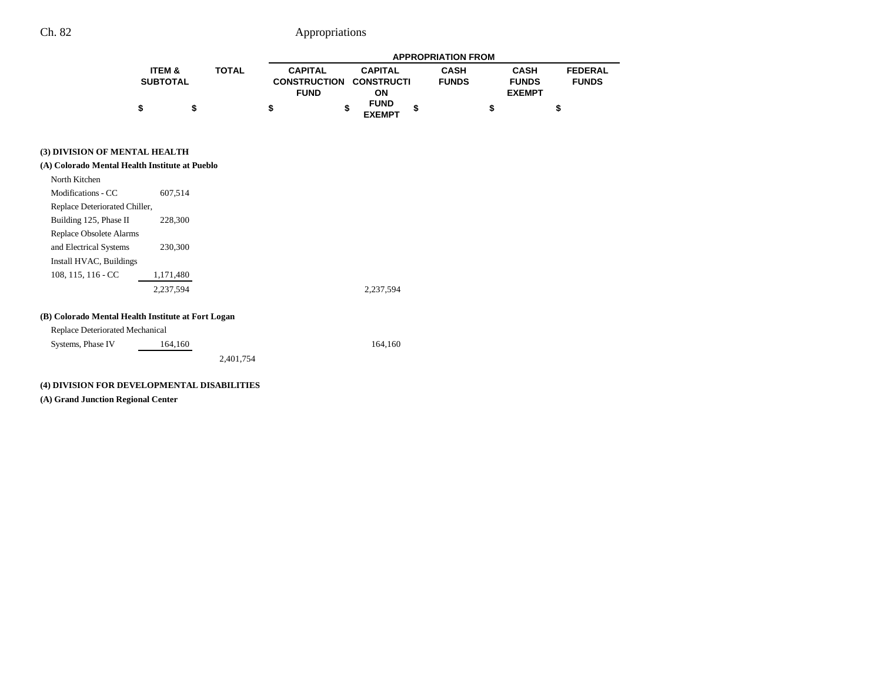| | ITEM & SUBTOTAL | TOTAL | APPROPRIATION FROM | | | | |
|---|---|---|---|---|---|---|---|
| | | | CAPITAL CONSTRUCTION FUND | CAPITAL CONSTRUCTION FUND EXEMPT | CASH FUNDS | CASH FUNDS EXEMPT | FEDERAL FUNDS |
| | $ | $ | $ | $ | $ | $ | $ |
| **(3) DIVISION OF MENTAL HEALTH** | | | | | | | |
| **(A) Colorado Mental Health Institute at Pueblo** | | | | | | | |
| North Kitchen Modifications - CC | 607,514 | | | | | | |
| Replace Deteriorated Chiller, Building 125, Phase II | 228,300 | | | | | | |
| Replace Obsolete Alarms and Electrical Systems | 230,300 | | | | | | |
| Install HVAC, Buildings 108, 115, 116 - CC | 1,171,480 | | | | | | |
| | 2,237,594 | | | 2,237,594 | | | |
| **(B) Colorado Mental Health Institute at Fort Logan** | | | | | | | |
| Replace Deteriorated Mechanical Systems, Phase IV | 164,160 | | | 164,160 | | | |
| | | 2,401,754 | | | | | |
| **(4) DIVISION FOR DEVELOPMENTAL DISABILITIES** | | | | | | | |
| **(A) Grand Junction Regional Center** | | | | | | | |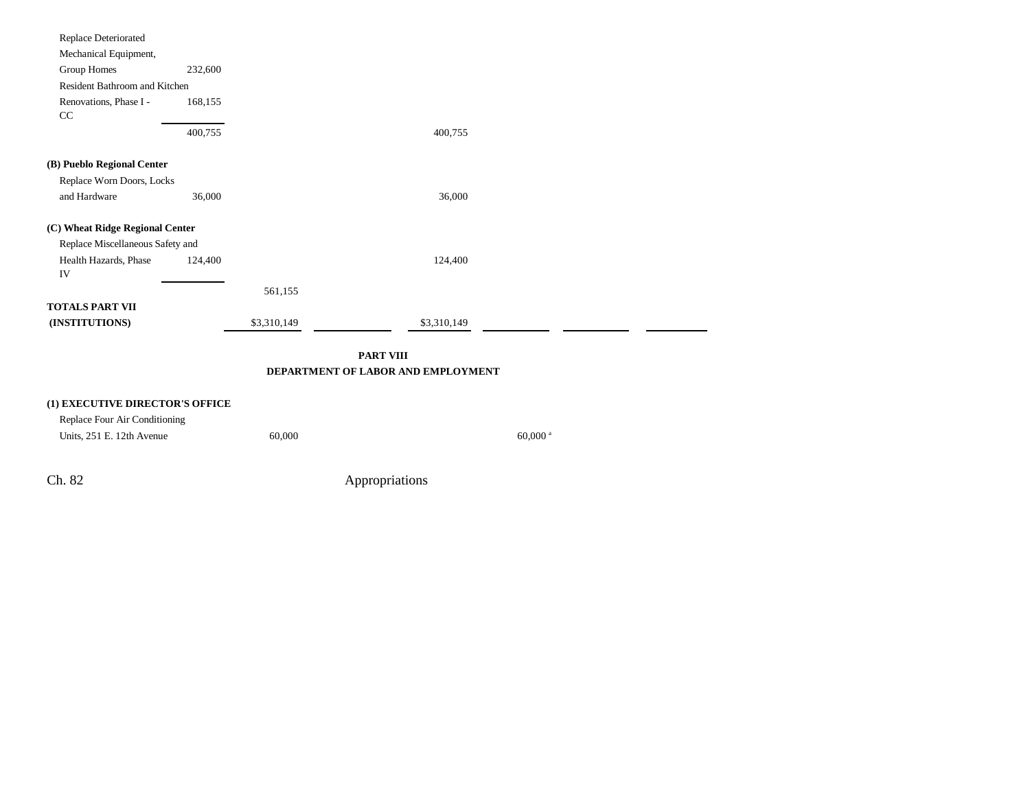| | | | | | | | | |
|---|---|---|---|---|---|---|---|---|
| Replace Deteriorated Mechanical Equipment, Group Homes | 232,600 | | | | | | | |
| Resident Bathroom and Kitchen Renovations, Phase I - CC | 168,155 | | | | | | | |
| | 400,755 | | | 400,755 | | | | |
| **(B) Pueblo Regional Center** | | | | | | | | |
| Replace Worn Doors, Locks and Hardware | 36,000 | | | 36,000 | | | | |
| **(C) Wheat Ridge Regional Center** | | | | | | | | |
| Replace Miscellaneous Safety and Health Hazards, Phase IV | 124,400 | | | 124,400 | | | | |
| | | 561,155 | | | | | | |
| **TOTALS PART VII (INSTITUTIONS)** | | $3,310,149 | | $3,310,149 | | | | |

**PART VIII**
**DEPARTMENT OF LABOR AND EMPLOYMENT**

| | | | | | | | | |
|---|---|---|---|---|---|---|---|---|
| **(1) EXECUTIVE DIRECTOR'S OFFICE** | | | | | | | | |
| Replace Four Air Conditioning Units, 251 E. 12th Avenue | | 60,000 | | | 60,000 [a] | | | |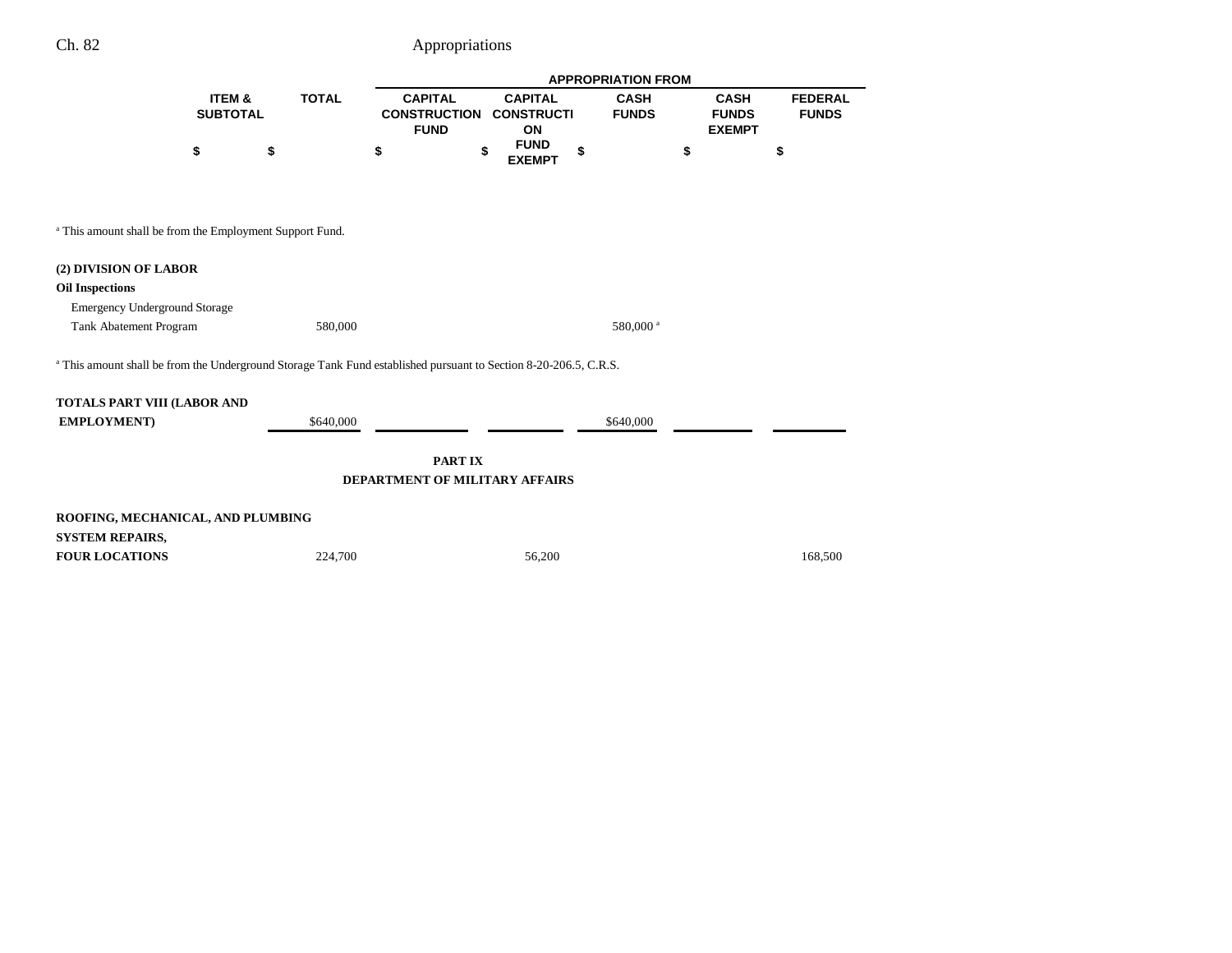| | ITEM & SUBTOTAL | TOTAL | APPROPRIATION FROM | | | | |
|---|---|---|---|---|---|---|---|
| | | | CAPITAL CONSTRUCTION FUND | CAPITAL CONSTRUCTION FUND EXEMPT | CASH FUNDS | CASH FUNDS EXEMPT | FEDERAL FUNDS |
| | $ | $ | $ | $ | $ | $ | $ |

[a] This amount shall be from the Employment Support Fund.

| | ITEM & SUBTOTAL | TOTAL | CAPITAL CONSTRUCTION FUND | CAPITAL CONSTRUCTION FUND EXEMPT | CASH FUNDS | CASH FUNDS EXEMPT | FEDERAL FUNDS |
|---|---|---|---|---|---|---|---|
| **(2) DIVISION OF LABOR** | | | | | | | |
| **Oil Inspections** | | | | | | | |
| Emergency Underground Storage Tank Abatement Program | | 580,000 | | | 580,000[a] | | |

[a] This amount shall be from the Underground Storage Tank Fund established pursuant to Section 8-20-206.5, C.R.S.

| | ITEM & SUBTOTAL | TOTAL | CAPITAL CONSTRUCTION FUND | CAPITAL CONSTRUCTION FUND EXEMPT | CASH FUNDS | CASH FUNDS EXEMPT | FEDERAL FUNDS |
|---|---|---|---|---|---|---|---|
| **TOTALS PART VIII (LABOR AND EMPLOYMENT)** | | $640,000 | | | $640,000 | | |

**PART IX**
**DEPARTMENT OF MILITARY AFFAIRS**

| | ITEM & SUBTOTAL | TOTAL | CAPITAL CONSTRUCTION FUND | CAPITAL CONSTRUCTION FUND EXEMPT | CASH FUNDS | CASH FUNDS EXEMPT | FEDERAL FUNDS |
|---|---|---|---|---|---|---|---|
| **ROOFING, MECHANICAL, AND PLUMBING SYSTEM REPAIRS, FOUR LOCATIONS** | | 224,700 | | 56,200 | | | 168,500 |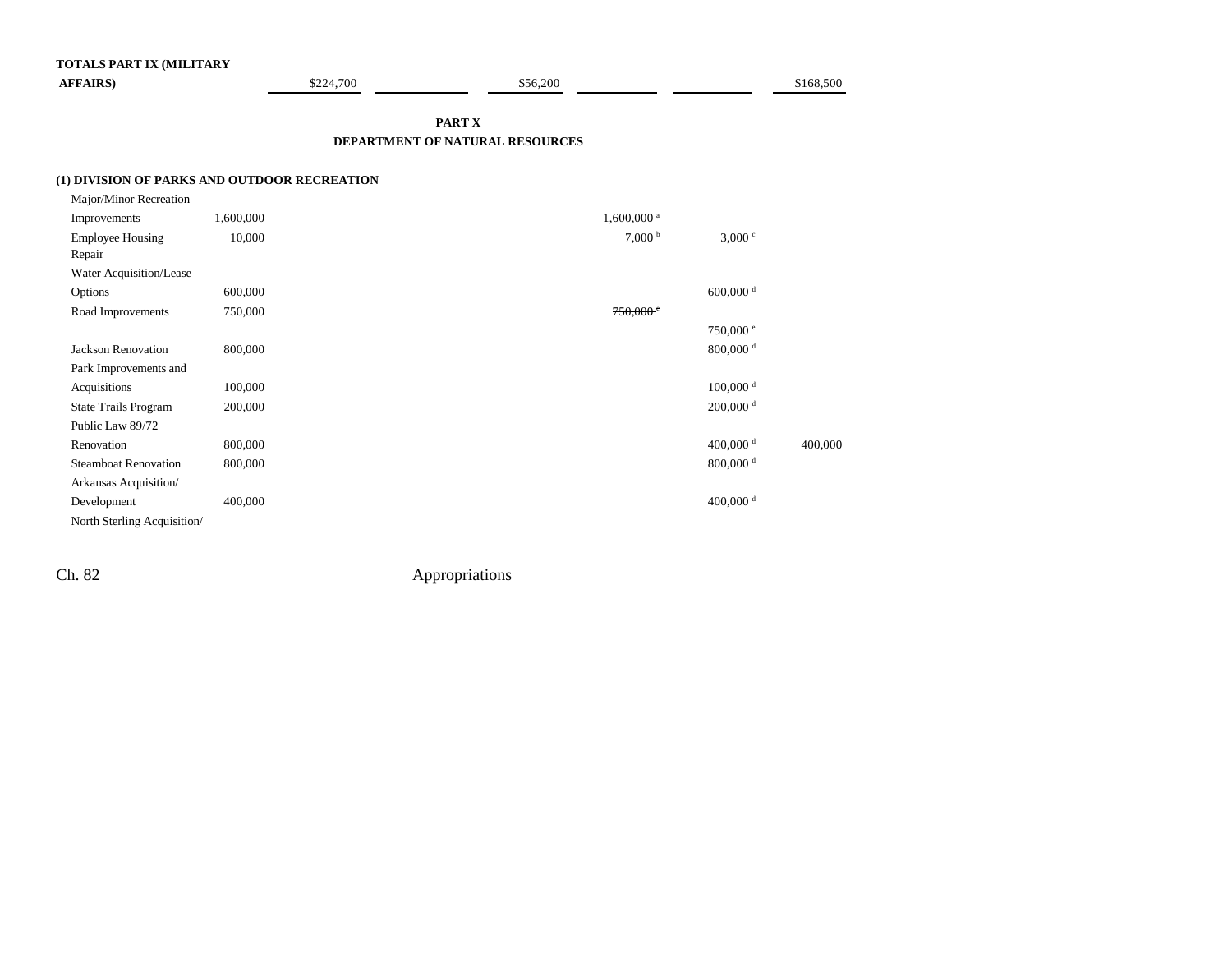| | | | | | | |
|---|---|---|---|---|---|---|
| **TOTALS PART IX (MILITARY AFFAIRS)** | $224,700 | | $56,200 | | | $168,500 |

**PART X**
**DEPARTMENT OF NATURAL RESOURCES**

**(1) DIVISION OF PARKS AND OUTDOOR RECREATION**

| | | | | | | |
|---|---|---|---|---|---|---|
| Major/Minor Recreation Improvements | 1,600,000 | | | 1,600,000 [a] | | |
| Employee Housing Repair | 10,000 | | | 7,000 [b] | 3,000 [c] | |
| Water Acquisition/Lease Options | 600,000 | | | | 600,000 [d] | |
| Road Improvements | 750,000 | | | ~~750,000 [e]~~ | | |
| | | | | | 750,000 [e] | |
| Jackson Renovation | 800,000 | | | | 800,000 [d] | |
| Park Improvements and Acquisitions | 100,000 | | | | 100,000 [d] | |
| State Trails Program | 200,000 | | | | 200,000 [d] | |
| Public Law 89/72 Renovation | 800,000 | | | | 400,000 [d] | 400,000 |
| Steamboat Renovation | 800,000 | | | | 800,000 [d] | |
| Arkansas Acquisition/ Development | 400,000 | | | | 400,000 [d] | |
| North Sterling Acquisition/ | | | | | | |

Ch. 82 Appropriations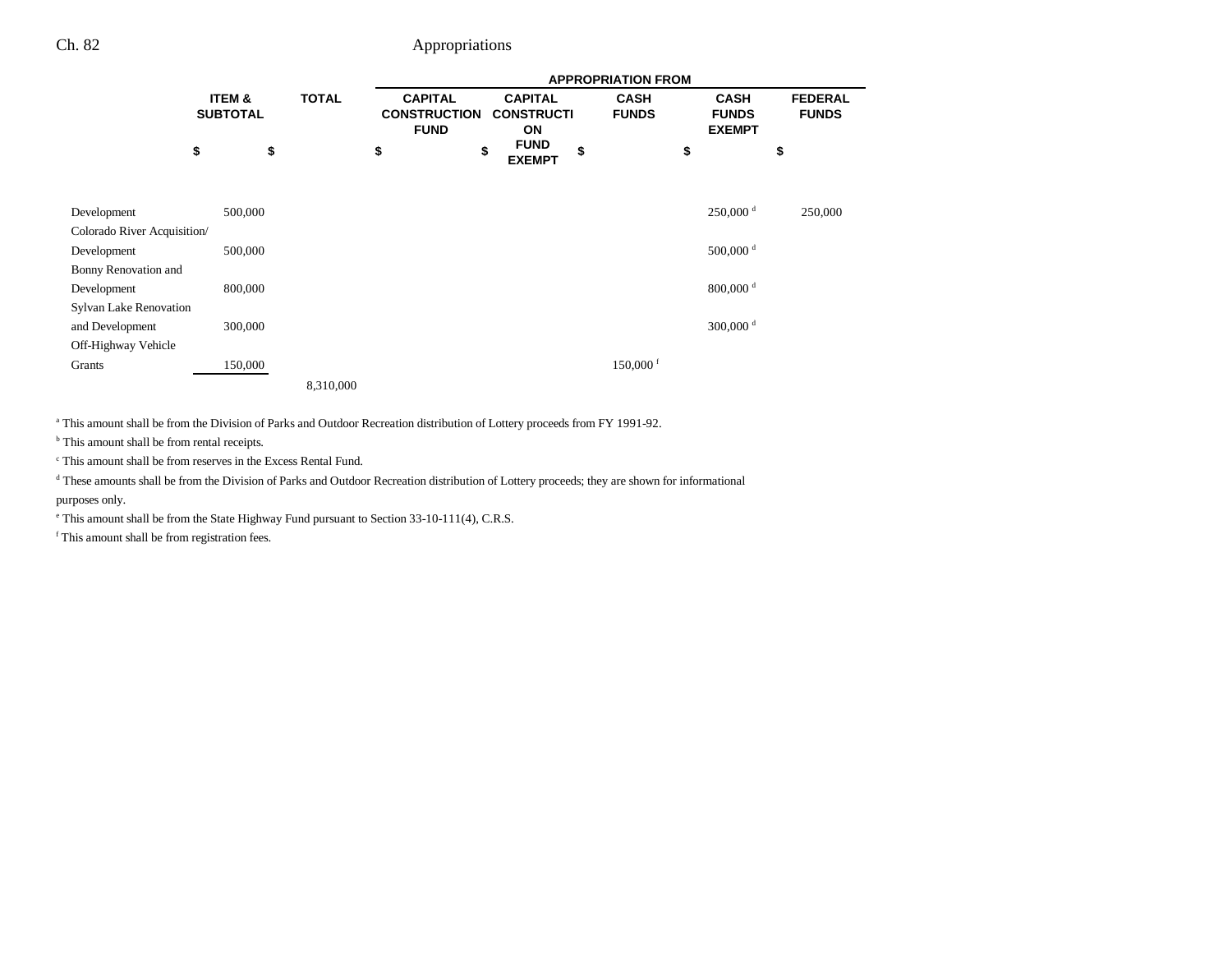| | ITEM & SUBTOTAL | TOTAL | APPROPRIATION FROM | | | | |
|---|---|---|---|---|---|---|---|
| | | | CAPITAL CONSTRUCTION FUND | CAPITAL CONSTRUCTION FUND EXEMPT | CASH FUNDS | CASH FUNDS EXEMPT | FEDERAL FUNDS |
| | $ | $ | $ | $ | $ | $ | $ |
| Development | 500,000 | | | | | 250,000 [d] | 250,000 |
| Colorado River Acquisition/ Development | 500,000 | | | | | 500,000 [d] | |
| Bonny Renovation and Development | 800,000 | | | | | 800,000 [d] | |
| Sylvan Lake Renovation and Development | 300,000 | | | | | 300,000 [d] | |
| Off-Highway Vehicle Grants | 150,000 | | | | 150,000 [f] | | |
| | | 8,310,000 | | | | | |

[a] This amount shall be from the Division of Parks and Outdoor Recreation distribution of Lottery proceeds from FY 1991-92.

[b] This amount shall be from rental receipts.

[c] This amount shall be from reserves in the Excess Rental Fund.

[d] These amounts shall be from the Division of Parks and Outdoor Recreation distribution of Lottery proceeds; they are shown for informational purposes only.

[e] This amount shall be from the State Highway Fund pursuant to Section 33-10-111(4), C.R.S.

[f] This amount shall be from registration fees.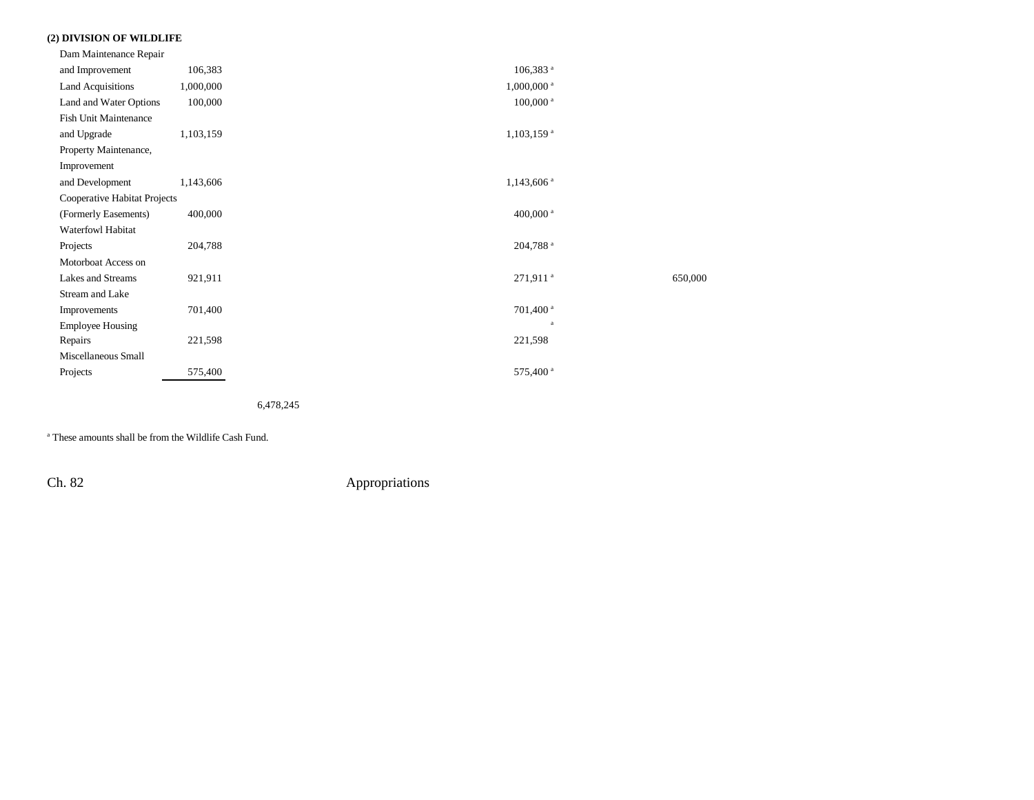**(2) DIVISION OF WILDLIFE**

| | | | | | |
|---|---|---|---|---|---|
| Dam Maintenance Repair and Improvement | 106,383 | | | 106,383[a] | |
| Land Acquisitions | 1,000,000 | | | 1,000,000[a] | |
| Land and Water Options | 100,000 | | | 100,000[a] | |
| Fish Unit Maintenance and Upgrade | 1,103,159 | | | 1,103,159[a] | |
| Property Maintenance, Improvement and Development | 1,143,606 | | | 1,143,606[a] | |
| Cooperative Habitat Projects (Formerly Easements) | 400,000 | | | 400,000[a] | |
| Waterfowl Habitat Projects | 204,788 | | | 204,788[a] | |
| Motorboat Access on Lakes and Streams | 921,911 | | | 271,911[a] | 650,000 |
| Stream and Lake Improvements | 701,400 | | | 701,400[a] | |
| Employee Housing Repairs | 221,598 | | | 221,598[a] | |
| Miscellaneous Small Projects | 575,400 | | | 575,400[a] | |
| | | 6,478,245 | | | |

[a] These amounts shall be from the Wildlife Cash Fund.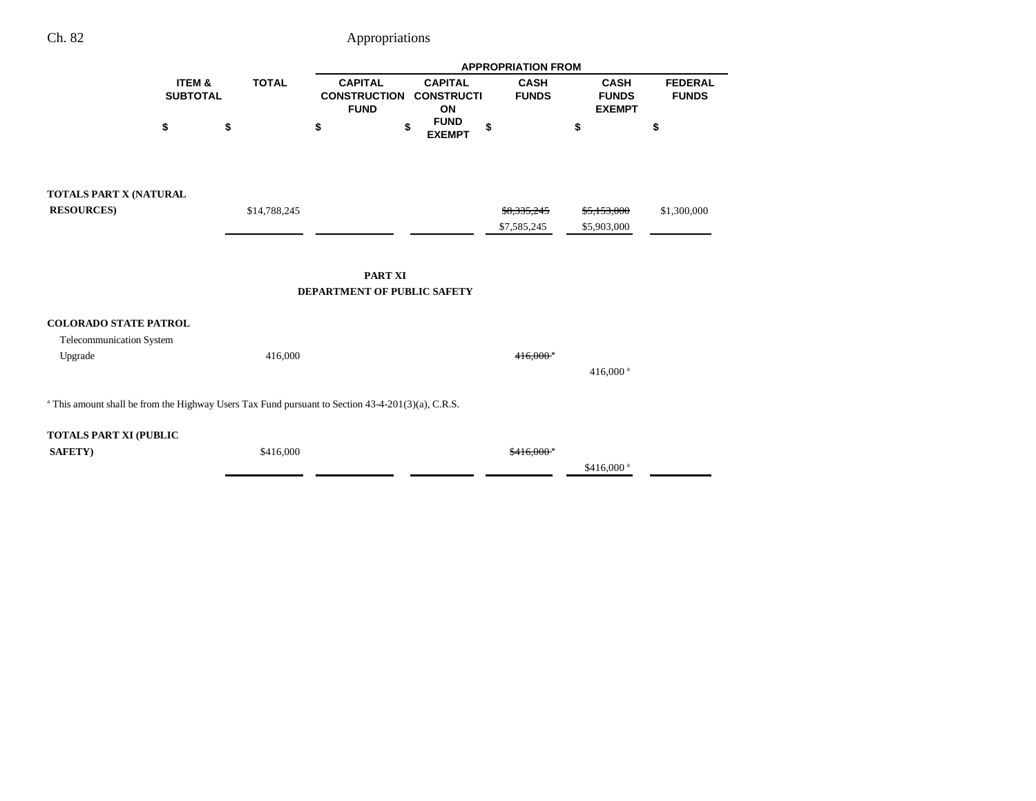| | ITEM & SUBTOTAL | TOTAL | CAPITAL CONSTRUCTION FUND | CAPITAL CONSTRUCTION FUND EXEMPT | CASH FUNDS | CASH FUNDS EXEMPT | FEDERAL FUNDS |
|---|---|---|---|---|---|---|---|
| | | | APPROPRIATION FROM | | | | |
| | $ | $ | $ | $ | $ | $ | $ |
| **TOTALS PART X (NATURAL RESOURCES)** | | $14,788,245 | | | ~~$8,335,245~~ $7,585,245 | ~~$5,153,000~~ $5,903,000 | $1,300,000 |

## PART XI
## DEPARTMENT OF PUBLIC SAFETY

| | ITEM & SUBTOTAL | TOTAL | CAPITAL CONSTRUCTION FUND | CAPITAL CONSTRUCTION FUND EXEMPT | CASH FUNDS | CASH FUNDS EXEMPT | FEDERAL FUNDS |
|---|---|---|---|---|---|---|---|
| **COLORADO STATE PATROL** | | | | | | | |
| Telecommunication System Upgrade | | 416,000 | | | ~~416,000 [a]~~ | 416,000 [a] | |

[a] This amount shall be from the Highway Users Tax Fund pursuant to Section 43-4-201(3)(a), C.R.S.

| | ITEM & SUBTOTAL | TOTAL | CAPITAL CONSTRUCTION FUND | CAPITAL CONSTRUCTION FUND EXEMPT | CASH FUNDS | CASH FUNDS EXEMPT | FEDERAL FUNDS |
|---|---|---|---|---|---|---|---|
| **TOTALS PART XI (PUBLIC SAFETY)** | | $416,000 | | | ~~$416,000 [a]~~ | $416,000 [a] | |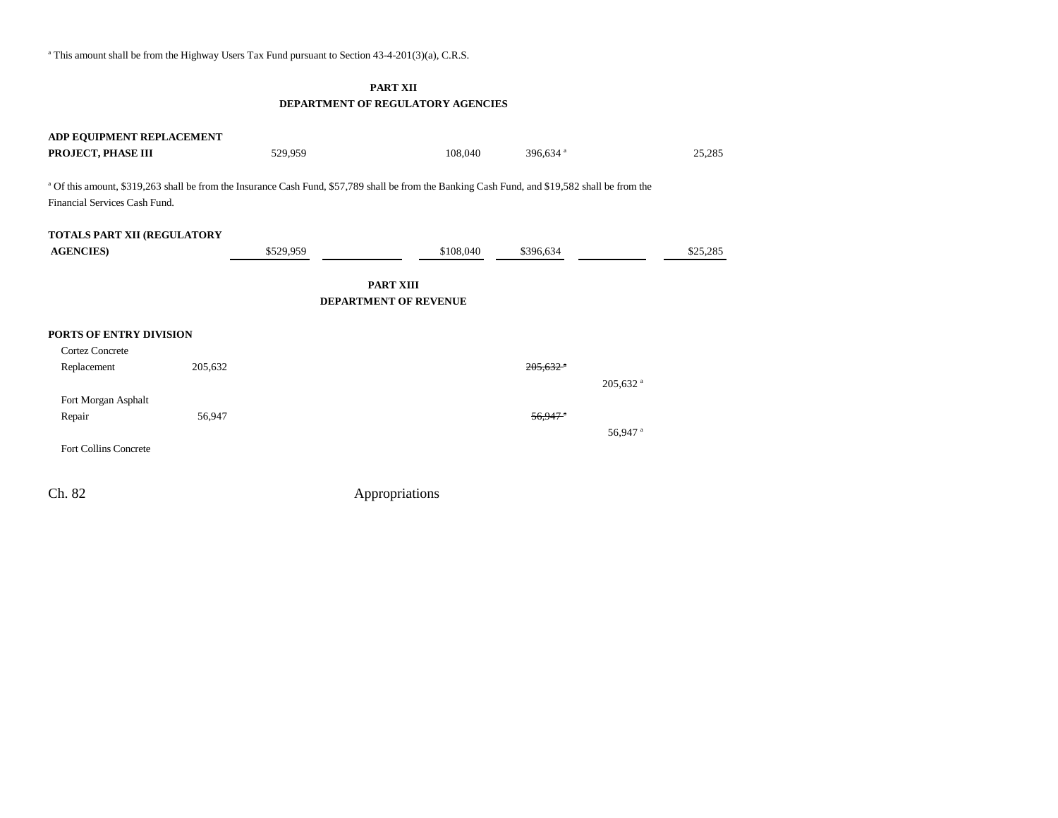[a] This amount shall be from the Highway Users Tax Fund pursuant to Section 43-4-201(3)(a), C.R.S.

## PART XII
## DEPARTMENT OF REGULATORY AGENCIES

| | | | | | | |
|---|---|---|---|---|---|---|
| **ADP EQUIPMENT REPLACEMENT PROJECT, PHASE III** | 529,959 | | 108,040 | 396,634 [a] | | 25,285 |

[a] Of this amount, $319,263 shall be from the Insurance Cash Fund, $57,789 shall be from the Banking Cash Fund, and $19,582 shall be from the Financial Services Cash Fund.

| | | | | | | |
|---|---|---|---|---|---|---|
| **TOTALS PART XII (REGULATORY AGENCIES)** | $529,959 | | $108,040 | $396,634 | | $25,285 |

## PART XIII
## DEPARTMENT OF REVENUE

**PORTS OF ENTRY DIVISION**

| | | | | | |
|---|---|---|---|---|---|
| Cortez Concrete Replacement | 205,632 | | | ~~205,632 [a]~~ | |
| | | | | | 205,632 [a] |
| Fort Morgan Asphalt Repair | 56,947 | | | ~~56,947 [a]~~ | |
| | | | | | 56,947 [a] |
| Fort Collins Concrete | | | | | |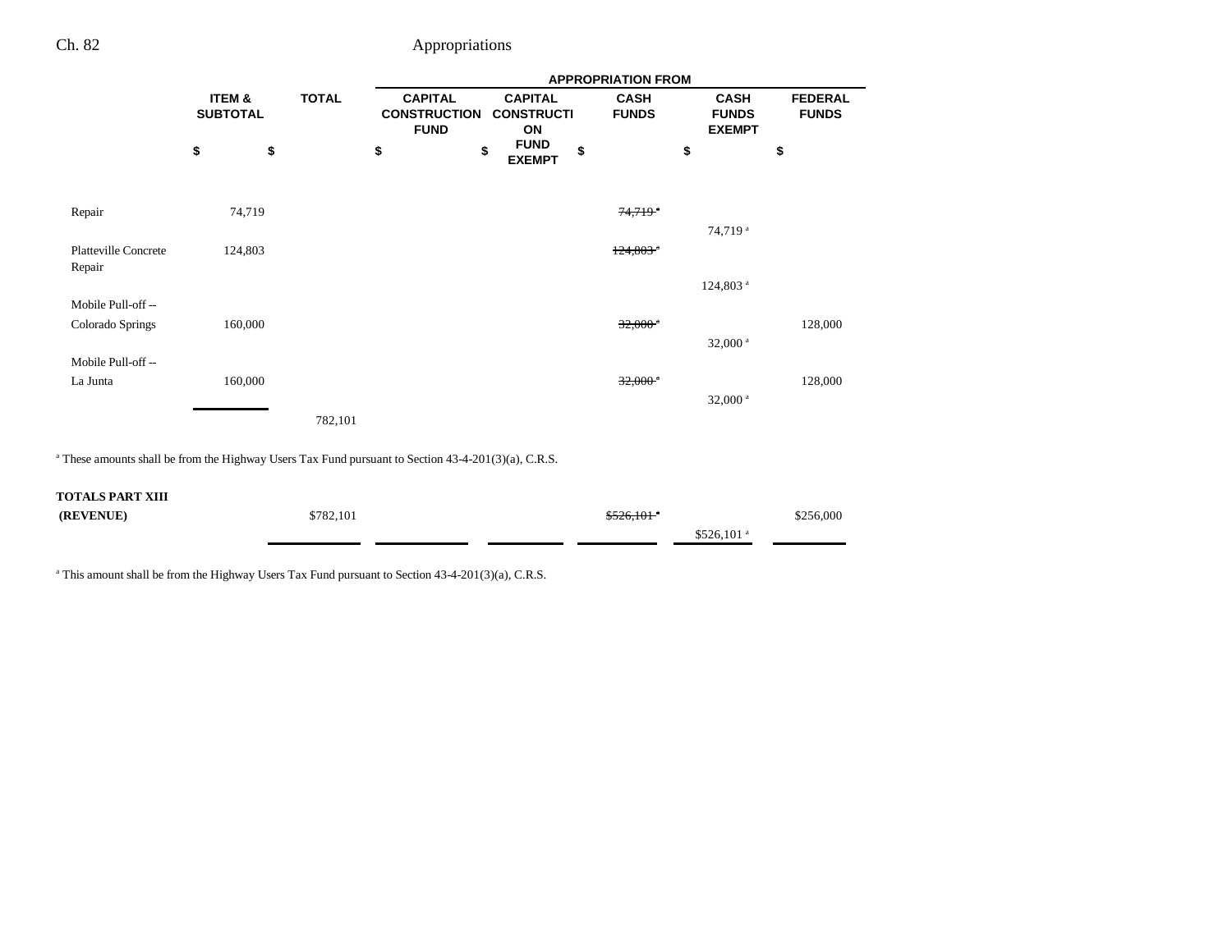| | ITEM & SUBTOTAL | TOTAL | APPROPRIATION FROM | | | | |
|---|---|---|---|---|---|---|---|
| | | | CAPITAL CONSTRUCTION FUND | CAPITAL CONSTRUCTION FUND EXEMPT | CASH FUNDS | CASH FUNDS EXEMPT | FEDERAL FUNDS |
| | $ | $ | $ | $ | $ | $ | $ |
| Repair | 74,719 | | | | ~~74,719[a]~~ | 74,719[a] | |
| Platteville Concrete Repair | 124,803 | | | | ~~124,803[a]~~ | 124,803[a] | |
| Mobile Pull-off -- Colorado Springs | 160,000 | | | | ~~32,000[a]~~ | 32,000[a] | 128,000 |
| Mobile Pull-off -- La Junta | 160,000 | | | | ~~32,000[a]~~ | 32,000[a] | 128,000 |
| | | 782,101 | | | | | |

[a] These amounts shall be from the Highway Users Tax Fund pursuant to Section 43-4-201(3)(a), C.R.S.

| | | TOTAL | CAPITAL CONSTRUCTION FUND | CAPITAL CONSTRUCTION FUND EXEMPT | CASH FUNDS | CASH FUNDS EXEMPT | FEDERAL FUNDS |
|---|---|---|---|---|---|---|---|
| **TOTALS PART XIII (REVENUE)** | | $782,101 | | | ~~$526,101[a]~~ | $526,101[a] | $256,000 |

[a] This amount shall be from the Highway Users Tax Fund pursuant to Section 43-4-201(3)(a), C.R.S.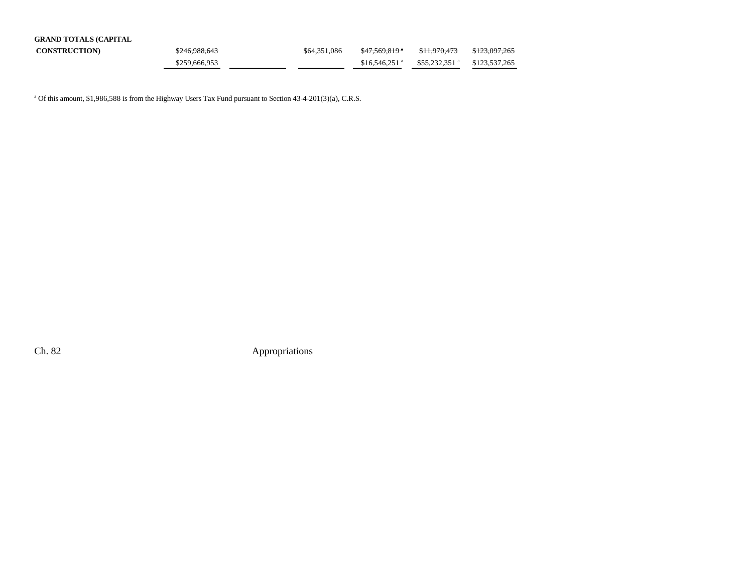| | | | | | | |
|---|---|---|---|---|---|---|
| **GRAND TOTALS (CAPITAL CONSTRUCTION)** | ~~$246,988,643~~ | | $64,351,086 | ~~$47,569,819~~ [a] | ~~$11,970,473~~ | ~~$123,097,265~~ |
| | $259,666,953 | | | $16,546,251 [a] | $55,232,351 [a] | $123,537,265 |

[a] Of this amount, $1,986,588 is from the Highway Users Tax Fund pursuant to Section 43-4-201(3)(a), C.R.S.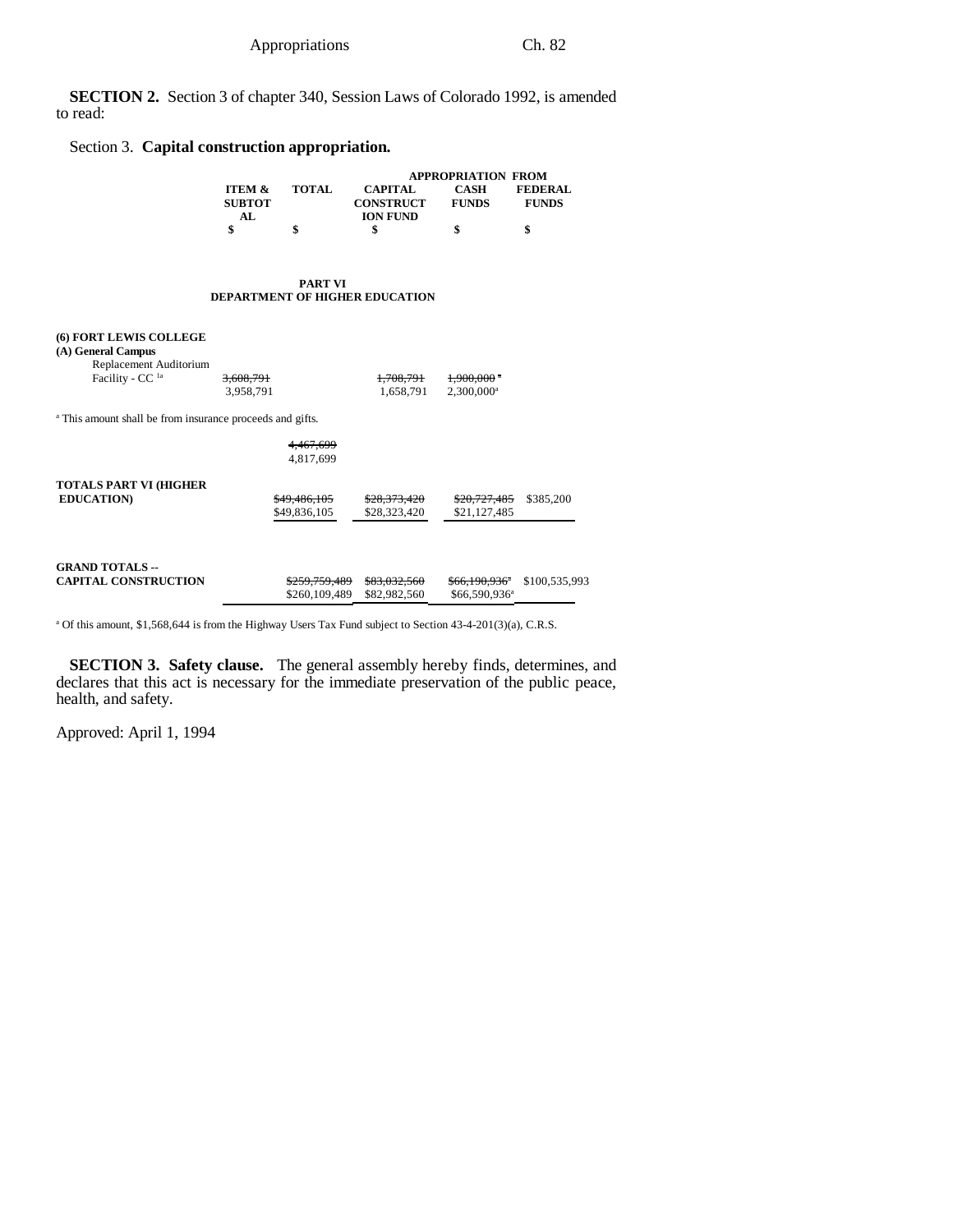**SECTION 2.** Section 3 of chapter 340, Session Laws of Colorado 1992, is amended to read:

Section 3. **Capital construction appropriation.**

| | ITEM & SUBTOTAL | TOTAL | APPROPRIATION FROM CAPITAL CONSTRUCTION FUND | APPROPRIATION FROM CASH FUNDS | APPROPRIATION FROM FEDERAL FUNDS |
|---|---|---|---|---|---|
| | $ | $ | $ | $ | $ |
| **PART VI DEPARTMENT OF HIGHER EDUCATION** | | | | | |
| **(6) FORT LEWIS COLLEGE** | | | | | |
| **(A) General Campus** | | | | | |
| Replacement Auditorium Facility - CC [1a] | ~~3,608,791~~ 3,958,791 | | ~~1,708,791~~ 1,658,791 | ~~1,900,000~~[a] 2,300,000[a] | |
| | | ~~4,467,699~~ 4,817,699 | | | |
| **TOTALS PART VI (HIGHER EDUCATION)** | | ~~$49,486,105~~ $49,836,105 | ~~$28,373,420~~ $28,323,420 | ~~$20,727,485~~ $21,127,485 | $385,200 |
| **GRAND TOTALS -- CAPITAL CONSTRUCTION** | | ~~$259,759,489~~ $260,109,489 | ~~$83,032,560~~ $82,982,560 | ~~$66,190,936~~[a] $66,590,936[a] | $100,535,993 |

[a] This amount shall be from insurance proceeds and gifts.

[a] Of this amount, $1,568,644 is from the Highway Users Tax Fund subject to Section 43-4-201(3)(a), C.R.S.

**SECTION 3. Safety clause.** The general assembly hereby finds, determines, and declares that this act is necessary for the immediate preservation of the public peace, health, and safety.

Approved: April 1, 1994